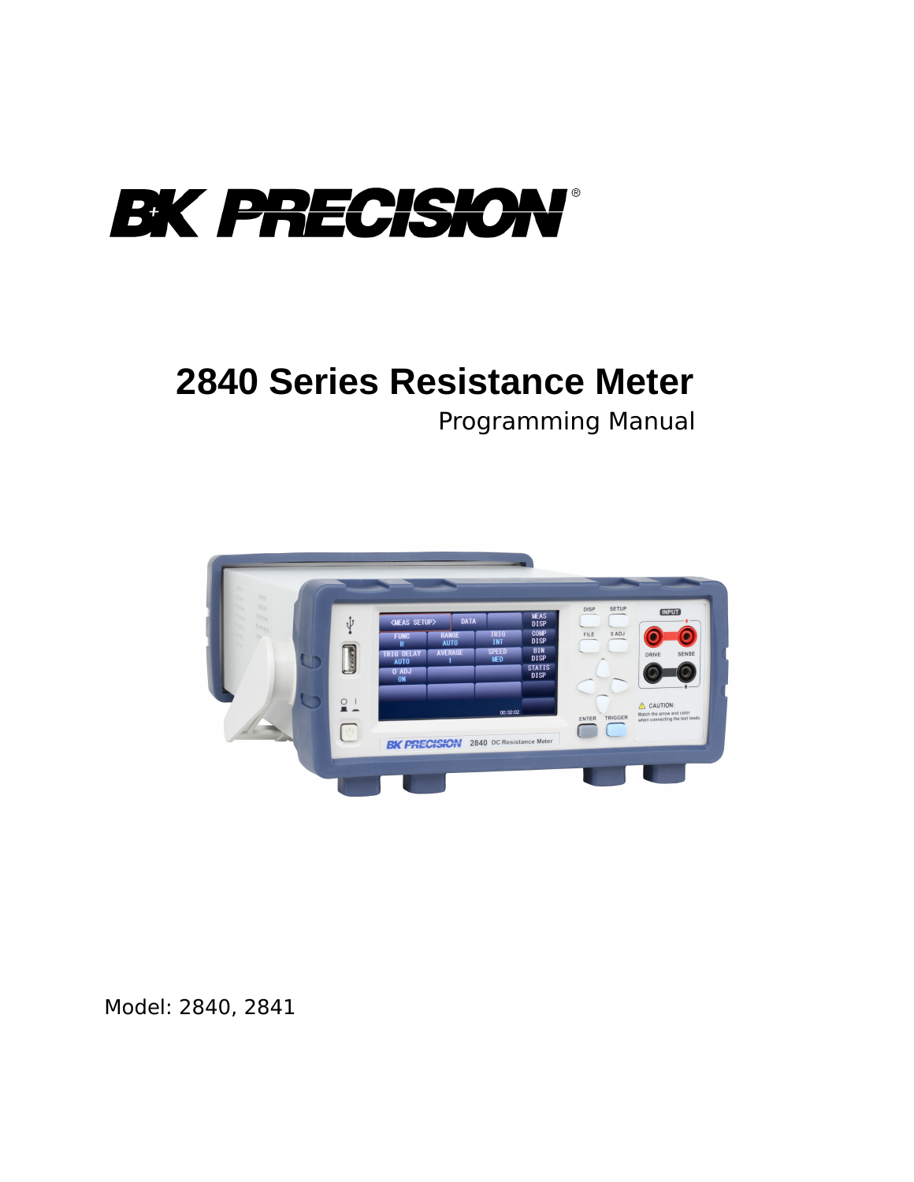BK PRECISION®

# 2840 Series Resistance Meter

Programming Manual

Model: 2840, 2841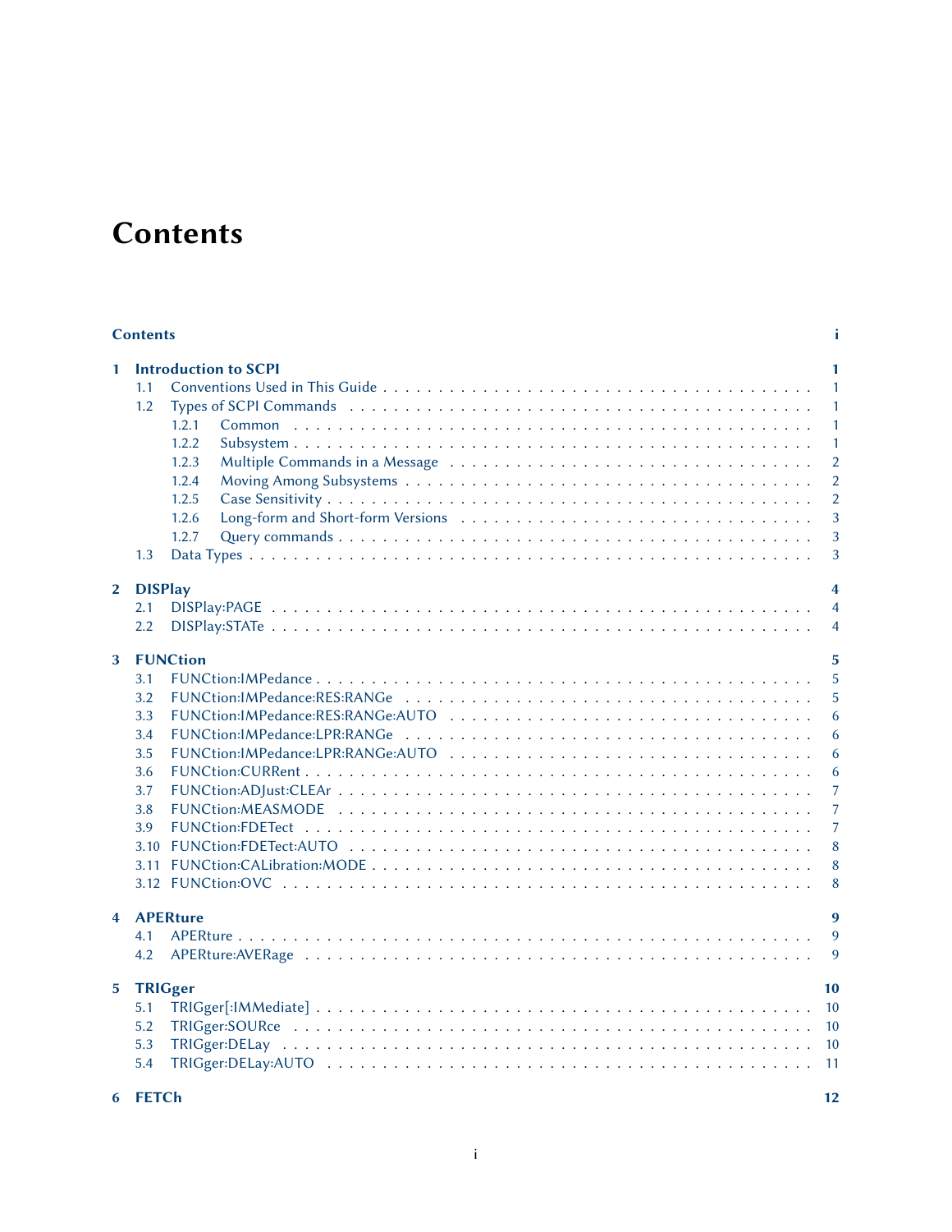# Contents

**Contents** i

**1 Introduction to SCPI** 1
- 1.1 Conventions Used in This Guide . . . 1
- 1.2 Types of SCPI Commands . . . 1
  - 1.2.1 Common . . . 1
  - 1.2.2 Subsystem . . . 1
  - 1.2.3 Multiple Commands in a Message . . . 2
  - 1.2.4 Moving Among Subsystems . . . 2
  - 1.2.5 Case Sensitivity . . . 2
  - 1.2.6 Long-form and Short-form Versions . . . 3
  - 1.2.7 Query commands . . . 3
- 1.3 Data Types . . . 3

**2 DISPlay** 4
- 2.1 DISPlay:PAGE . . . 4
- 2.2 DISPlay:STATe . . . 4

**3 FUNCtion** 5
- 3.1 FUNCtion:IMPedance . . . 5
- 3.2 FUNCtion:IMPedance:RES:RANGe . . . 5
- 3.3 FUNCtion:IMPedance:RES:RANGe:AUTO . . . 6
- 3.4 FUNCtion:IMPedance:LPR:RANGe . . . 6
- 3.5 FUNCtion:IMPedance:LPR:RANGe:AUTO . . . 6
- 3.6 FUNCtion:CURRent . . . 6
- 3.7 FUNCtion:ADJust:CLEAr . . . 7
- 3.8 FUNCtion:MEASMODE . . . 7
- 3.9 FUNCtion:FDETect . . . 7
- 3.10 FUNCtion:FDETect:AUTO . . . 8
- 3.11 FUNCtion:CALibration:MODE . . . 8
- 3.12 FUNCtion:OVC . . . 8

**4 APERture** 9
- 4.1 APERture . . . 9
- 4.2 APERture:AVERage . . . 9

**5 TRIGger** 10
- 5.1 TRIGger[:IMMediate] . . . 10
- 5.2 TRIGger:SOURce . . . 10
- 5.3 TRIGger:DELay . . . 10
- 5.4 TRIGger:DELay:AUTO . . . 11

**6 FETCh** 12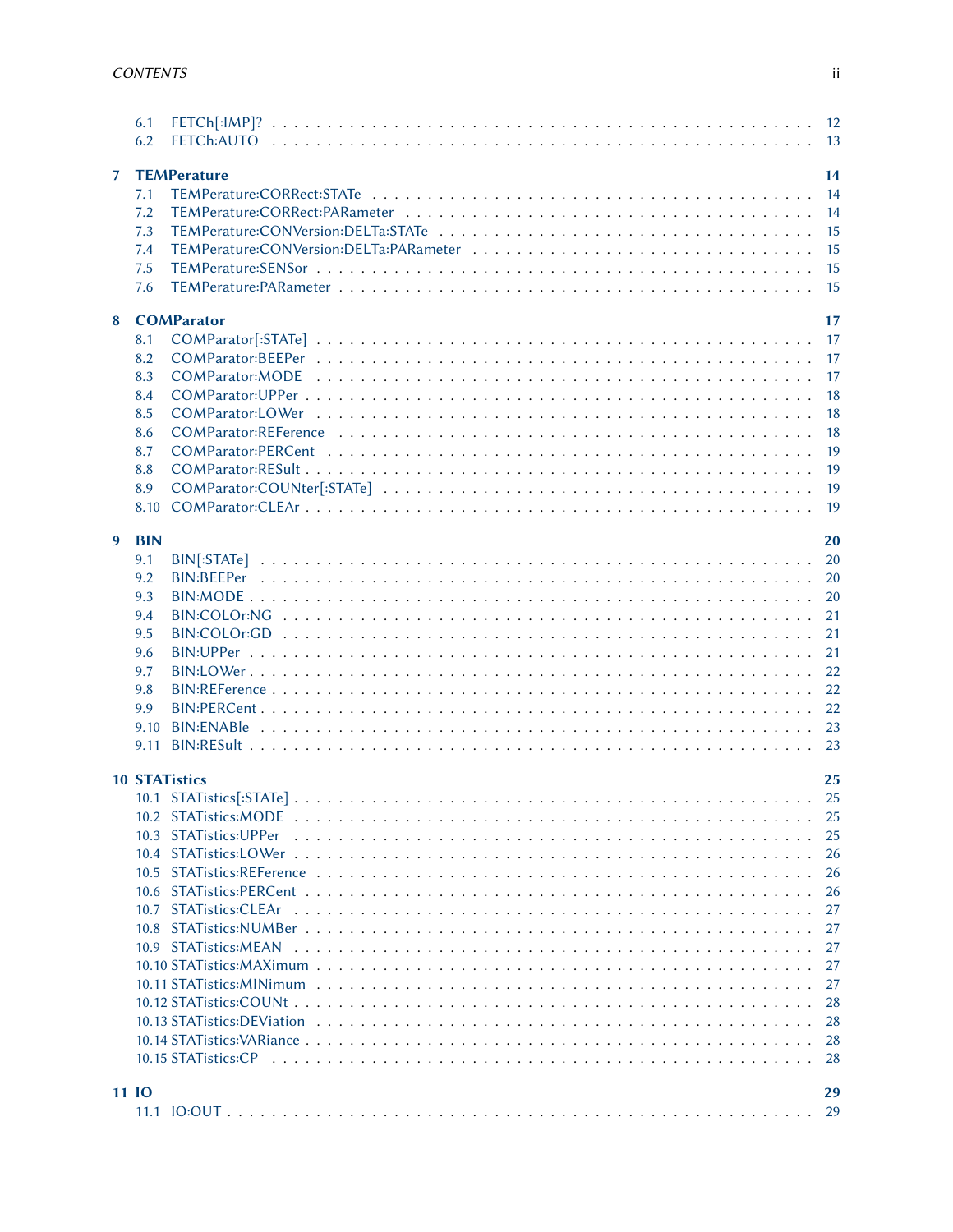- 6.1 FETCh[:IMP]? . . . 12
- 6.2 FETCh:AUTO . . . 13

**7 TEMPerature** 14

- 7.1 TEMPerature:CORRect:STATe . . . 14
- 7.2 TEMPerature:CORRect:PARameter . . . 14
- 7.3 TEMPerature:CONVersion:DELTa:STATe . . . 15
- 7.4 TEMPerature:CONVersion:DELTa:PARameter . . . 15
- 7.5 TEMPerature:SENSor . . . 15
- 7.6 TEMPerature:PARameter . . . 15

**8 COMParator** 17

- 8.1 COMParator[:STATe] . . . 17
- 8.2 COMParator:BEEPer . . . 17
- 8.3 COMParator:MODE . . . 17
- 8.4 COMParator:UPPer . . . 18
- 8.5 COMParator:LOWer . . . 18
- 8.6 COMParator:REFerence . . . 18
- 8.7 COMParator:PERCent . . . 19
- 8.8 COMParator:RESult . . . 19
- 8.9 COMParator:COUNter[:STATe] . . . 19
- 8.10 COMParator:CLEAr . . . 19

**9 BIN** 20

- 9.1 BIN[:STATe] . . . 20
- 9.2 BIN:BEEPer . . . 20
- 9.3 BIN:MODE . . . 20
- 9.4 BIN:COLOr:NG . . . 21
- 9.5 BIN:COLOr:GD . . . 21
- 9.6 BIN:UPPer . . . 21
- 9.7 BIN:LOWer . . . 22
- 9.8 BIN:REFerence . . . 22
- 9.9 BIN:PERCent . . . 22
- 9.10 BIN:ENABle . . . 23
- 9.11 BIN:RESult . . . 23

**10 STATistics** 25

- 10.1 STATistics[:STATe] . . . 25
- 10.2 STATistics:MODE . . . 25
- 10.3 STATistics:UPPer . . . 25
- 10.4 STATistics:LOWer . . . 26
- 10.5 STATistics:REFerence . . . 26
- 10.6 STATistics:PERCent . . . 26
- 10.7 STATistics:CLEAr . . . 27
- 10.8 STATistics:NUMBer . . . 27
- 10.9 STATistics:MEAN . . . 27
- 10.10 STATistics:MAXimum . . . 27
- 10.11 STATistics:MINimum . . . 27
- 10.12 STATistics:COUNt . . . 28
- 10.13 STATistics:DEViation . . . 28
- 10.14 STATistics:VARiance . . . 28
- 10.15 STATistics:CP . . . 28

**11 IO** 29

- 11.1 IO:OUT . . . 29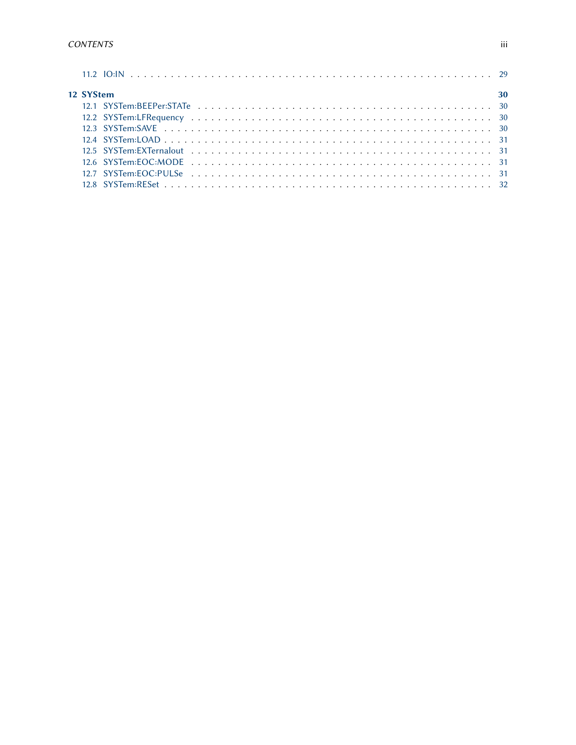11.2 IO:IN . . . . . . . . . . . . . . . . . . . . . . . . . . . . . . . . . . . . . . . . . . . . . . 29

**12 SYStem** **30**

12.1 SYSTem:BEEPer:STATe . . . . . . . . . . . . . . . . . . . . . . . . . . . . . . . . . . . . . . 30
12.2 SYSTem:LFRequency . . . . . . . . . . . . . . . . . . . . . . . . . . . . . . . . . . . . . . 30
12.3 SYSTem:SAVE . . . . . . . . . . . . . . . . . . . . . . . . . . . . . . . . . . . . . . . . . 30
12.4 SYSTem:LOAD . . . . . . . . . . . . . . . . . . . . . . . . . . . . . . . . . . . . . . . . . 31
12.5 SYSTem:EXTernalout . . . . . . . . . . . . . . . . . . . . . . . . . . . . . . . . . . . . . . 31
12.6 SYSTem:EOC:MODE . . . . . . . . . . . . . . . . . . . . . . . . . . . . . . . . . . . . . . 31
12.7 SYSTem:EOC:PULSe . . . . . . . . . . . . . . . . . . . . . . . . . . . . . . . . . . . . . . 31
12.8 SYSTem:RESet . . . . . . . . . . . . . . . . . . . . . . . . . . . . . . . . . . . . . . . . . 32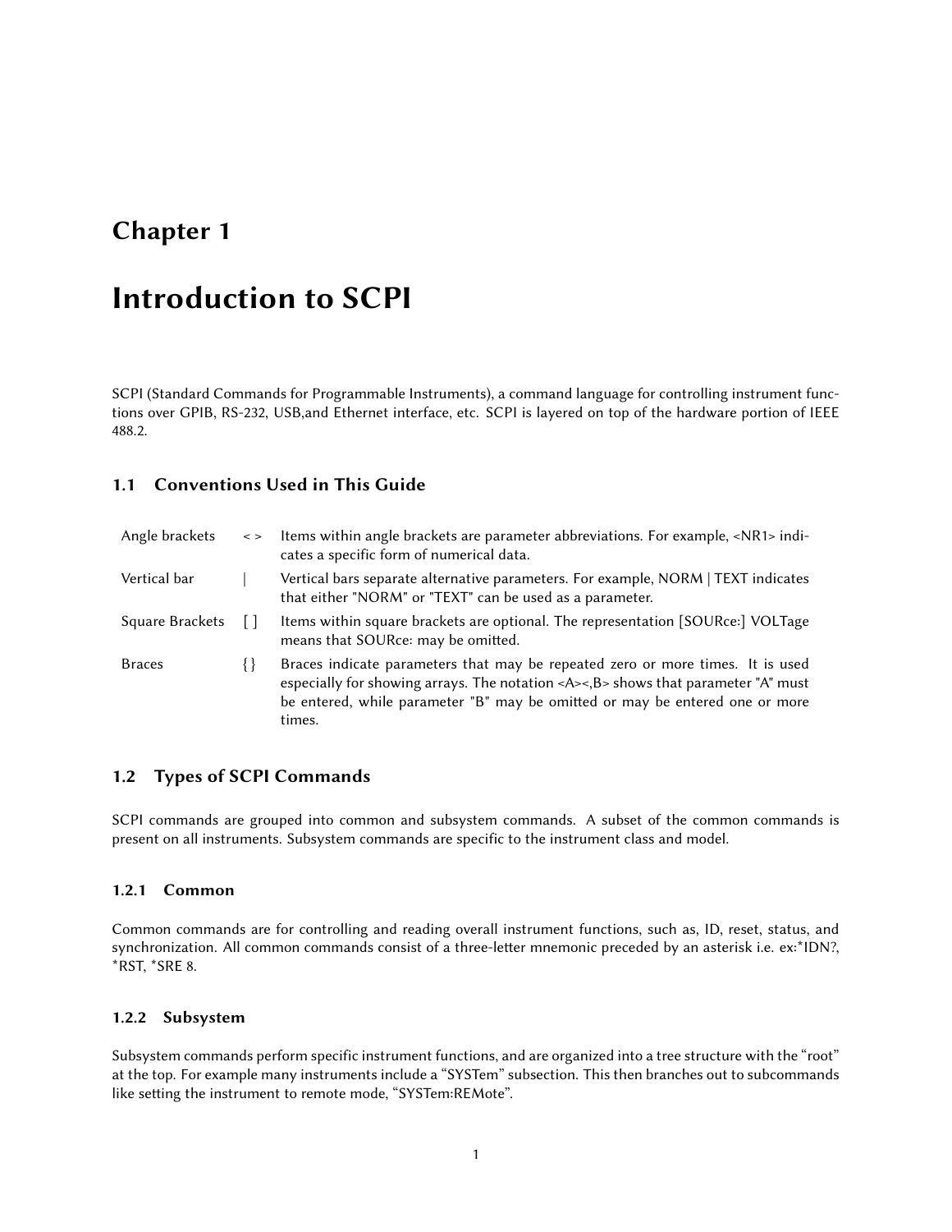# Chapter 1

# Introduction to SCPI

SCPI (Standard Commands for Programmable Instruments), a command language for controlling instrument functions over GPIB, RS-232, USB,and Ethernet interface, etc. SCPI is layered on top of the hardware portion of IEEE 488.2.

## 1.1 Conventions Used in This Guide

| | | |
|---|---|---|
| Angle brackets | < > | Items within angle brackets are parameter abbreviations. For example, <NR1> indicates a specific form of numerical data. |
| Vertical bar | \| | Vertical bars separate alternative parameters. For example, NORM \| TEXT indicates that either "NORM" or "TEXT" can be used as a parameter. |
| Square Brackets | [ ] | Items within square brackets are optional. The representation [SOURce:] VOLTage means that SOURce: may be omitted. |
| Braces | { } | Braces indicate parameters that may be repeated zero or more times. It is used especially for showing arrays. The notation <A><,B> shows that parameter "A" must be entered, while parameter "B" may be omitted or may be entered one or more times. |

## 1.2 Types of SCPI Commands

SCPI commands are grouped into common and subsystem commands. A subset of the common commands is present on all instruments. Subsystem commands are specific to the instrument class and model.

### 1.2.1 Common

Common commands are for controlling and reading overall instrument functions, such as, ID, reset, status, and synchronization. All common commands consist of a three-letter mnemonic preceded by an asterisk i.e. ex:*IDN?, *RST, *SRE 8.

### 1.2.2 Subsystem

Subsystem commands perform specific instrument functions, and are organized into a tree structure with the "root" at the top. For example many instruments include a "SYSTem" subsection. This then branches out to subcommands like setting the instrument to remote mode, "SYSTem:REMote".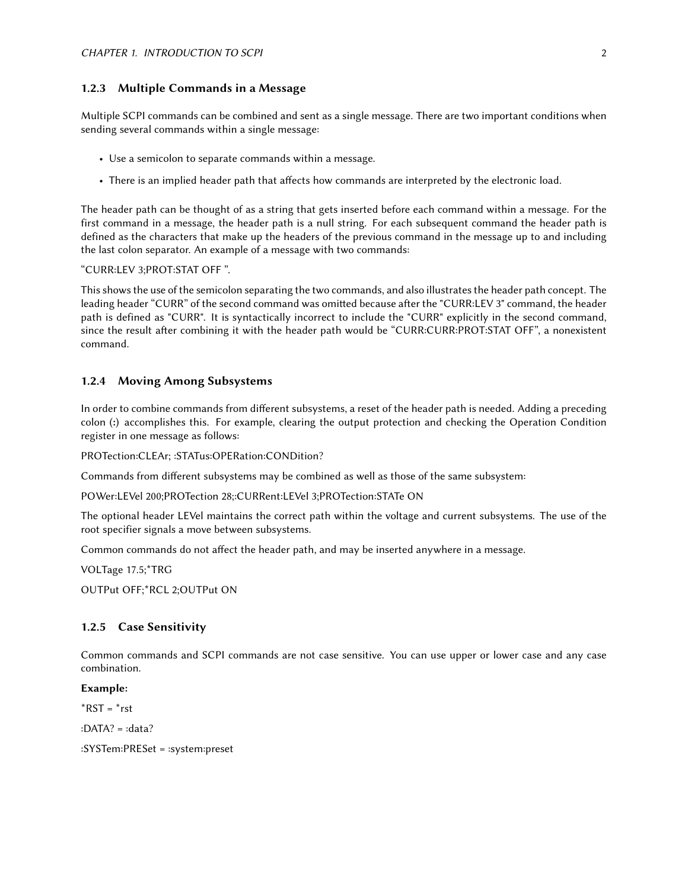### 1.2.3 Multiple Commands in a Message

Multiple SCPI commands can be combined and sent as a single message. There are two important conditions when sending several commands within a single message:

- Use a semicolon to separate commands within a message.
- There is an implied header path that affects how commands are interpreted by the electronic load.

The header path can be thought of as a string that gets inserted before each command within a message. For the first command in a message, the header path is a null string. For each subsequent command the header path is defined as the characters that make up the headers of the previous command in the message up to and including the last colon separator. An example of a message with two commands:

"CURR:LEV 3;PROT:STAT OFF ".

This shows the use of the semicolon separating the two commands, and also illustrates the header path concept. The leading header "CURR" of the second command was omitted because after the "CURR:LEV 3" command, the header path is defined as "CURR". It is syntactically incorrect to include the "CURR" explicitly in the second command, since the result after combining it with the header path would be "CURR:CURR:PROT:STAT OFF", a nonexistent command.

### 1.2.4 Moving Among Subsystems

In order to combine commands from different subsystems, a reset of the header path is needed. Adding a preceding colon (:) accomplishes this. For example, clearing the output protection and checking the Operation Condition register in one message as follows:

PROTection:CLEAr; :STATus:OPERation:CONDition?

Commands from different subsystems may be combined as well as those of the same subsystem:

POWer:LEVel 200;PROTection 28;:CURRent:LEVel 3;PROTection:STATe ON

The optional header LEVel maintains the correct path within the voltage and current subsystems. The use of the root specifier signals a move between subsystems.

Common commands do not affect the header path, and may be inserted anywhere in a message.

VOLTage 17.5;*TRG

OUTPut OFF;*RCL 2;OUTPut ON

### 1.2.5 Case Sensitivity

Common commands and SCPI commands are not case sensitive. You can use upper or lower case and any case combination.

**Example:**

*RST = *rst

:DATA? = :data?

:SYSTem:PRESet = :system:preset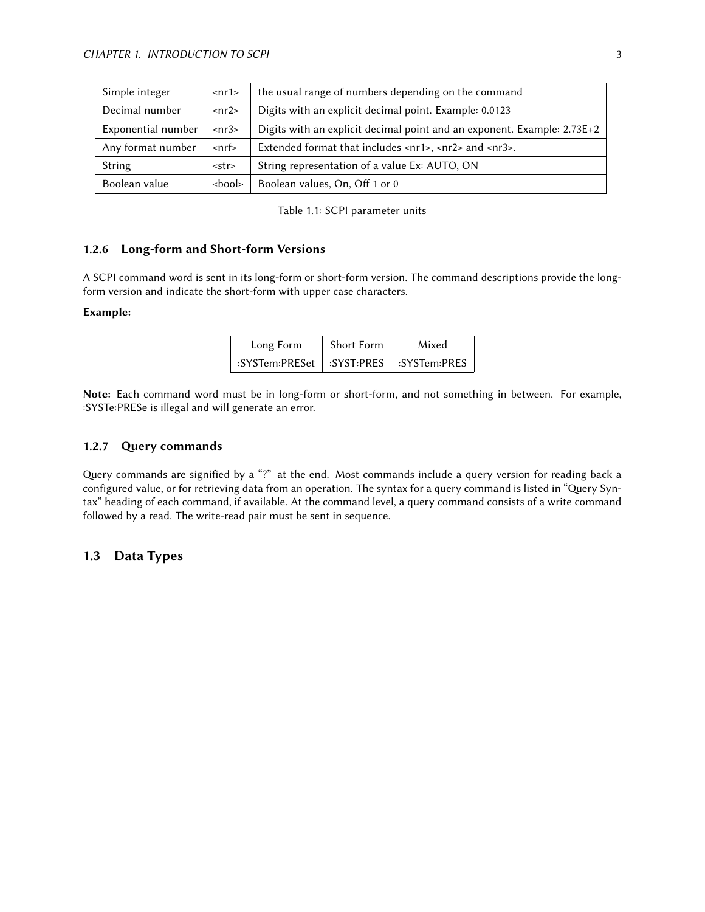| Simple integer | <nr1> | the usual range of numbers depending on the command |
|---|---|---|
| Decimal number | <nr2> | Digits with an explicit decimal point. Example: 0.0123 |
| Exponential number | <nr3> | Digits with an explicit decimal point and an exponent. Example: 2.73E+2 |
| Any format number | <nrf> | Extended format that includes <nr1>, <nr2> and <nr3>. |
| String | <str> | String representation of a value Ex: AUTO, ON |
| Boolean value | <bool> | Boolean values, On, Off 1 or 0 |

Table 1.1: SCPI parameter units

### 1.2.6 Long-form and Short-form Versions

A SCPI command word is sent in its long-form or short-form version. The command descriptions provide the long-form version and indicate the short-form with upper case characters.

**Example:**

| Long Form | Short Form | Mixed |
|---|---|---|
| :SYSTem:PRESet | :SYST:PRES | :SYSTem:PRES |

**Note:** Each command word must be in long-form or short-form, and not something in between. For example, :SYSTe:PRESe is illegal and will generate an error.

### 1.2.7 Query commands

Query commands are signified by a "?" at the end. Most commands include a query version for reading back a configured value, or for retrieving data from an operation. The syntax for a query command is listed in "Query Syntax" heading of each command, if available. At the command level, a query command consists of a write command followed by a read. The write-read pair must be sent in sequence.

## 1.3 Data Types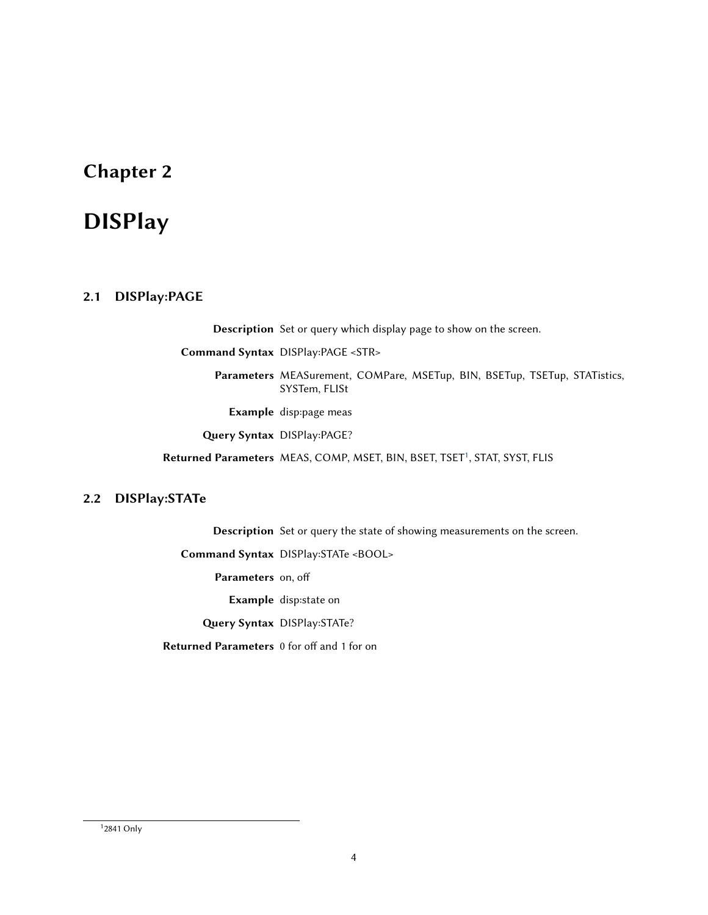# Chapter 2

# DISPlay

## 2.1 DISPlay:PAGE

**Description** Set or query which display page to show on the screen.

**Command Syntax** DISPlay:PAGE <STR>

**Parameters** MEASurement, COMPare, MSETup, BIN, BSETup, TSETup, STATistics, SYSTem, FLISt

**Example** disp:page meas

**Query Syntax** DISPlay:PAGE?

**Returned Parameters** MEAS, COMP, MSET, BIN, BSET, TSET[1], STAT, SYST, FLIS

## 2.2 DISPlay:STATe

**Description** Set or query the state of showing measurements on the screen.

**Command Syntax** DISPlay:STATe <BOOL>

**Parameters** on, off

**Example** disp:state on

**Query Syntax** DISPlay:STATe?

**Returned Parameters** 0 for off and 1 for on

---

[1] 2841 Only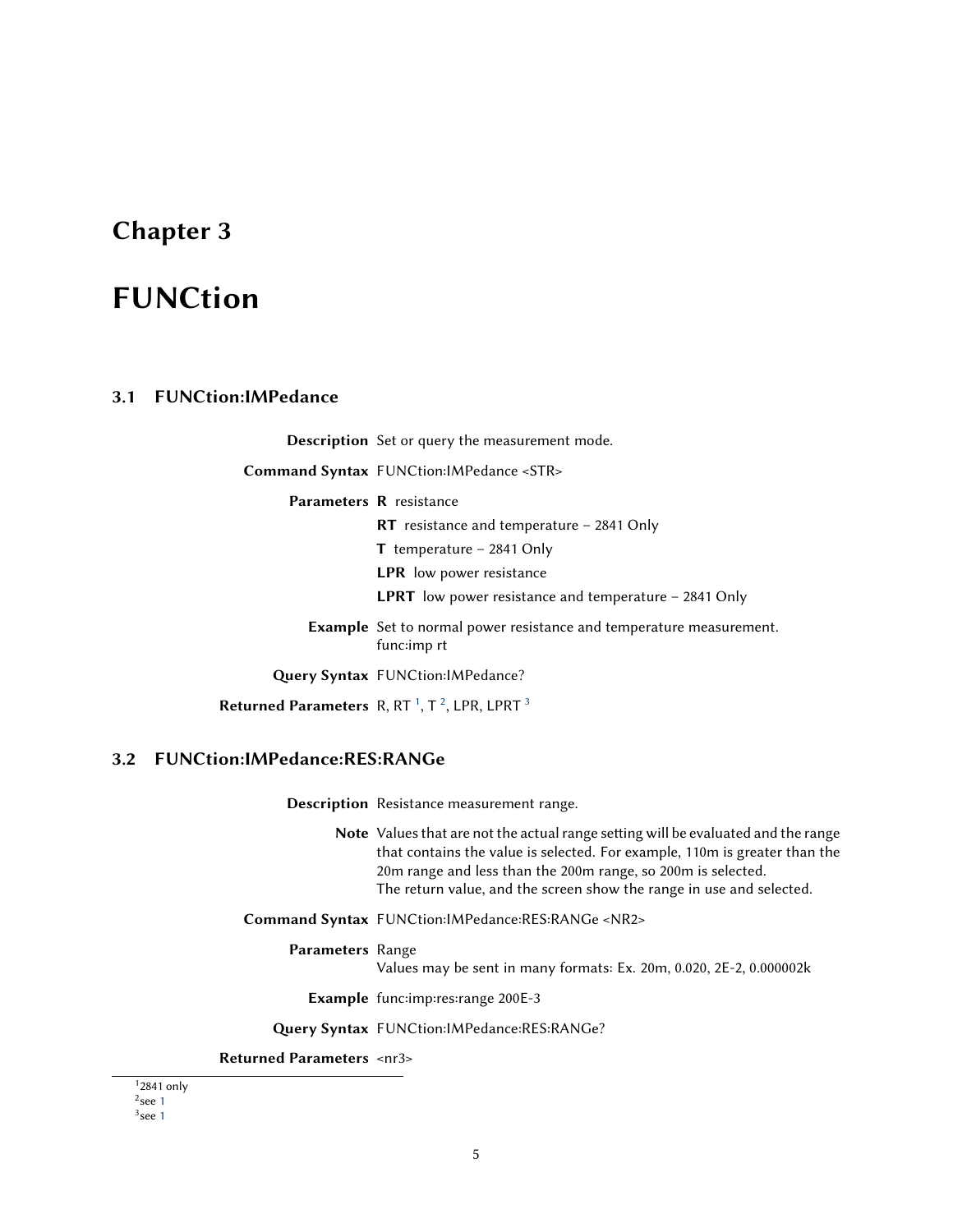# Chapter 3

# FUNCtion

## 3.1 FUNCtion:IMPedance

**Description** Set or query the measurement mode.

**Command Syntax** FUNCtion:IMPedance <STR>

**Parameters**
**R** resistance
**RT** resistance and temperature – 2841 Only
**T** temperature – 2841 Only
**LPR** low power resistance
**LPRT** low power resistance and temperature – 2841 Only

**Example** Set to normal power resistance and temperature measurement.
func:imp rt

**Query Syntax** FUNCtion:IMPedance?

**Returned Parameters** R, RT [1], T [2], LPR, LPRT [3]

## 3.2 FUNCtion:IMPedance:RES:RANGe

**Description** Resistance measurement range.

**Note** Values that are not the actual range setting will be evaluated and the range that contains the value is selected. For example, 110m is greater than the 20m range and less than the 200m range, so 200m is selected.
The return value, and the screen show the range in use and selected.

**Command Syntax** FUNCtion:IMPedance:RES:RANGe <NR2>

**Parameters** Range
Values may be sent in many formats: Ex. 20m, 0.020, 2E-2, 0.000002k

**Example** func:imp:res:range 200E-3

**Query Syntax** FUNCtion:IMPedance:RES:RANGe?

**Returned Parameters** <nr3>

---

[1] 2841 only
[2] see 1
[3] see 1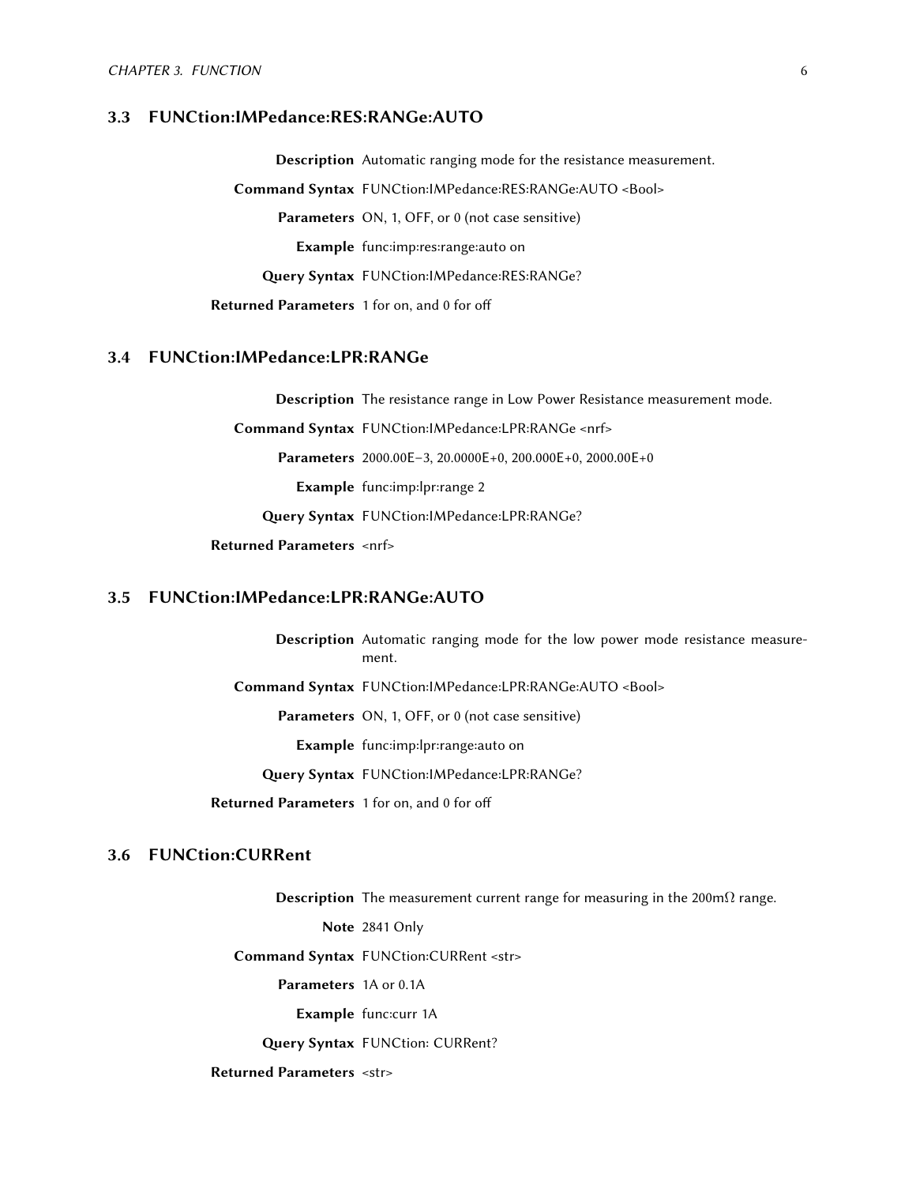## 3.3 FUNCtion:IMPedance:RES:RANGe:AUTO

**Description** Automatic ranging mode for the resistance measurement.

**Command Syntax** FUNCtion:IMPedance:RES:RANGe:AUTO <Bool>

**Parameters** ON, 1, OFF, or 0 (not case sensitive)

**Example** func:imp:res:range:auto on

**Query Syntax** FUNCtion:IMPedance:RES:RANGe?

**Returned Parameters** 1 for on, and 0 for off

## 3.4 FUNCtion:IMPedance:LPR:RANGe

**Description** The resistance range in Low Power Resistance measurement mode.

**Command Syntax** FUNCtion:IMPedance:LPR:RANGe <nrf>

**Parameters** 2000.00E−3, 20.0000E+0, 200.000E+0, 2000.00E+0

**Example** func:imp:lpr:range 2

**Query Syntax** FUNCtion:IMPedance:LPR:RANGe?

**Returned Parameters** <nrf>

## 3.5 FUNCtion:IMPedance:LPR:RANGe:AUTO

**Description** Automatic ranging mode for the low power mode resistance measurement.

**Command Syntax** FUNCtion:IMPedance:LPR:RANGe:AUTO <Bool>

**Parameters** ON, 1, OFF, or 0 (not case sensitive)

**Example** func:imp:lpr:range:auto on

**Query Syntax** FUNCtion:IMPedance:LPR:RANGe?

**Returned Parameters** 1 for on, and 0 for off

## 3.6 FUNCtion:CURRent

**Description** The measurement current range for measuring in the 200mΩ range.

**Note** 2841 Only

**Command Syntax** FUNCtion:CURRent <str>

**Parameters** 1A or 0.1A

**Example** func:curr 1A

**Query Syntax** FUNCtion: CURRent?

**Returned Parameters** <str>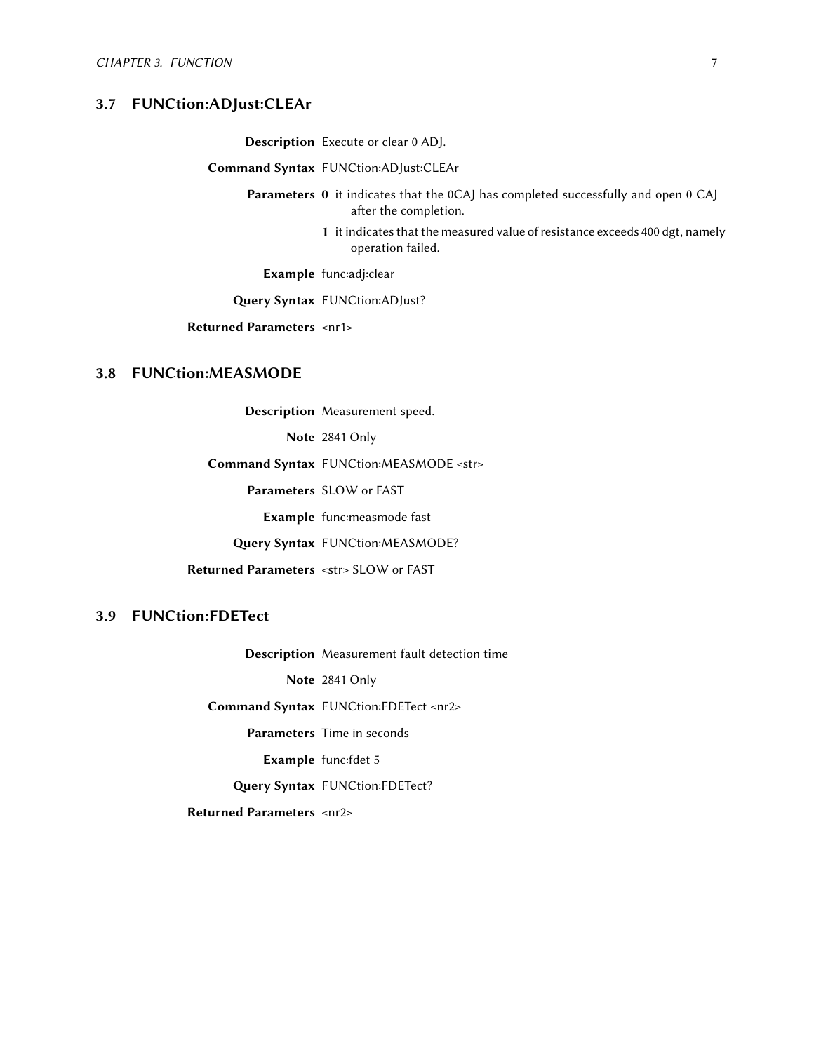## 3.7 FUNCtion:ADJust:CLEAr

**Description** Execute or clear 0 ADJ.

**Command Syntax** FUNCtion:ADJust:CLEAr

**Parameters**
- **0** it indicates that the 0CAJ has completed successfully and open 0 CAJ after the completion.
- **1** it indicates that the measured value of resistance exceeds 400 dgt, namely operation failed.

**Example** func:adj:clear

**Query Syntax** FUNCtion:ADJust?

**Returned Parameters** <nr1>

## 3.8 FUNCtion:MEASMODE

**Description** Measurement speed.

**Note** 2841 Only

**Command Syntax** FUNCtion:MEASMODE <str>

**Parameters** SLOW or FAST

**Example** func:measmode fast

**Query Syntax** FUNCtion:MEASMODE?

**Returned Parameters** <str> SLOW or FAST

## 3.9 FUNCtion:FDETect

**Description** Measurement fault detection time

**Note** 2841 Only

**Command Syntax** FUNCtion:FDETect <nr2>

**Parameters** Time in seconds

**Example** func:fdet 5

**Query Syntax** FUNCtion:FDETect?

**Returned Parameters** <nr2>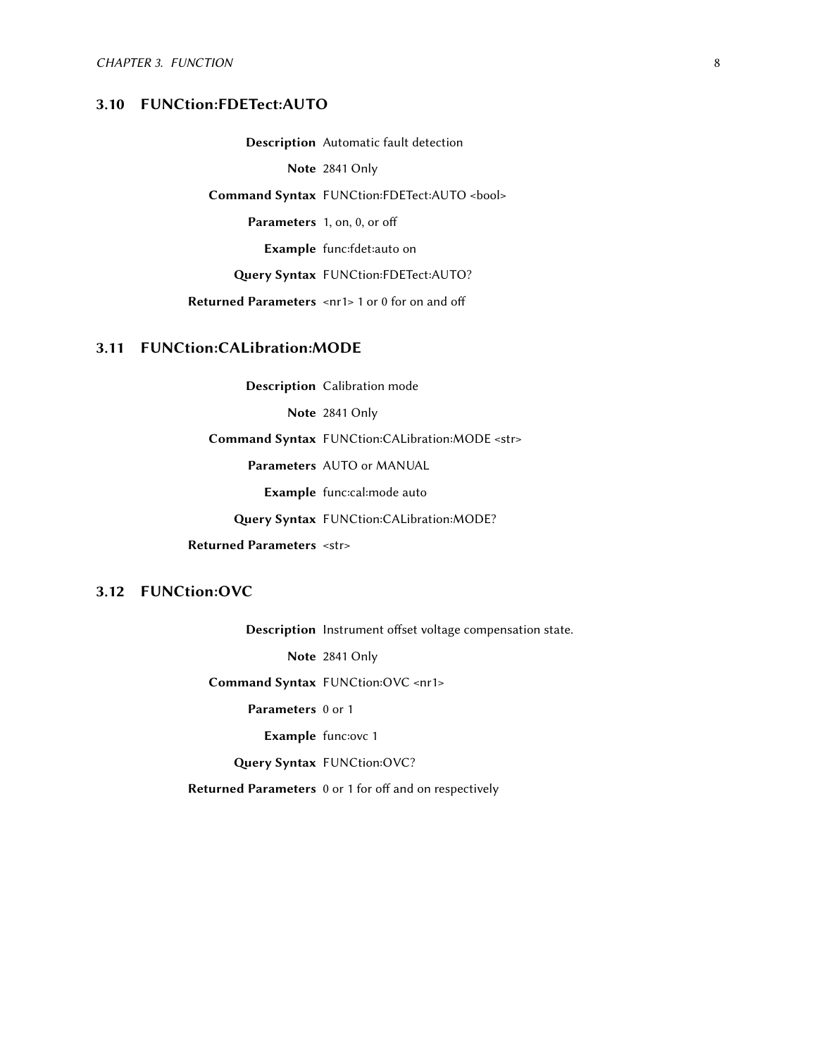## 3.10 FUNCtion:FDETect:AUTO

| | |
|---|---|
| **Description** | Automatic fault detection |
| **Note** | 2841 Only |
| **Command Syntax** | FUNCtion:FDETect:AUTO <bool> |
| **Parameters** | 1, on, 0, or off |
| **Example** | func:fdet:auto on |
| **Query Syntax** | FUNCtion:FDETect:AUTO? |
| **Returned Parameters** | <nr1> 1 or 0 for on and off |

## 3.11 FUNCtion:CALibration:MODE

| | |
|---|---|
| **Description** | Calibration mode |
| **Note** | 2841 Only |
| **Command Syntax** | FUNCtion:CALibration:MODE <str> |
| **Parameters** | AUTO or MANUAL |
| **Example** | func:cal:mode auto |
| **Query Syntax** | FUNCtion:CALibration:MODE? |
| **Returned Parameters** | <str> |

## 3.12 FUNCtion:OVC

| | |
|---|---|
| **Description** | Instrument offset voltage compensation state. |
| **Note** | 2841 Only |
| **Command Syntax** | FUNCtion:OVC <nr1> |
| **Parameters** | 0 or 1 |
| **Example** | func:ovc 1 |
| **Query Syntax** | FUNCtion:OVC? |
| **Returned Parameters** | 0 or 1 for off and on respectively |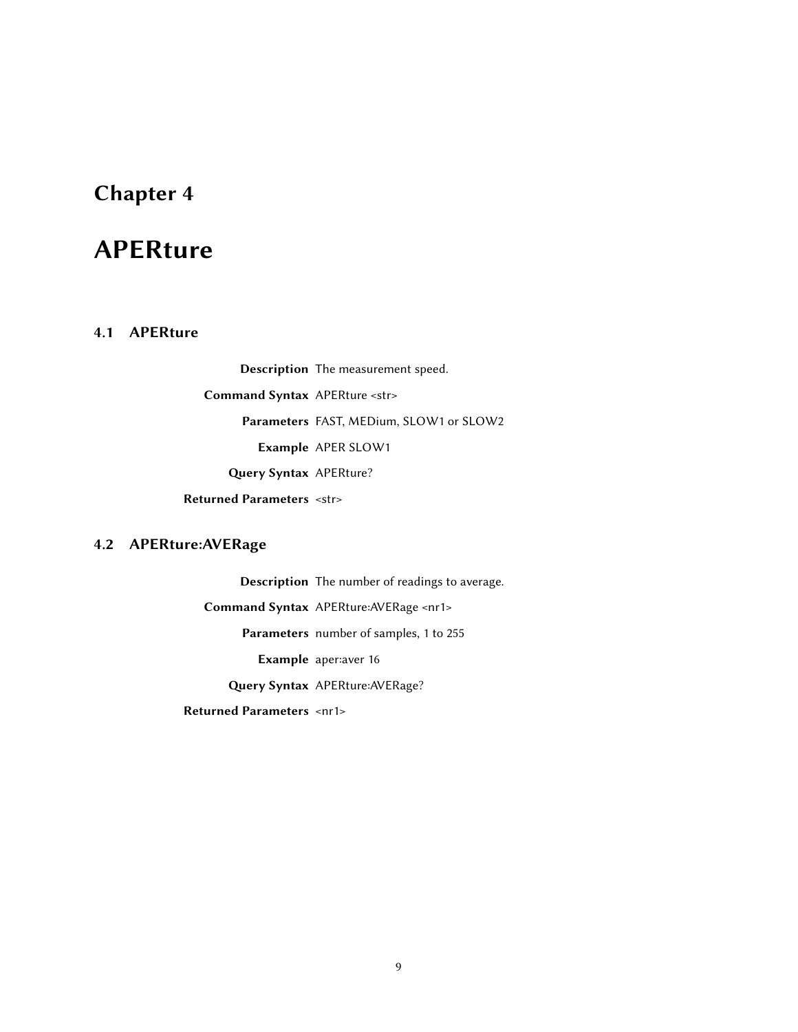# Chapter 4

# APERture

## 4.1 APERture

**Description** The measurement speed.

**Command Syntax** APERture <str>

**Parameters** FAST, MEDium, SLOW1 or SLOW2

**Example** APER SLOW1

**Query Syntax** APERture?

**Returned Parameters** <str>

## 4.2 APERture:AVERage

**Description** The number of readings to average.

**Command Syntax** APERture:AVERage <nr1>

**Parameters** number of samples, 1 to 255

**Example** aper:aver 16

**Query Syntax** APERture:AVERage?

**Returned Parameters** <nr1>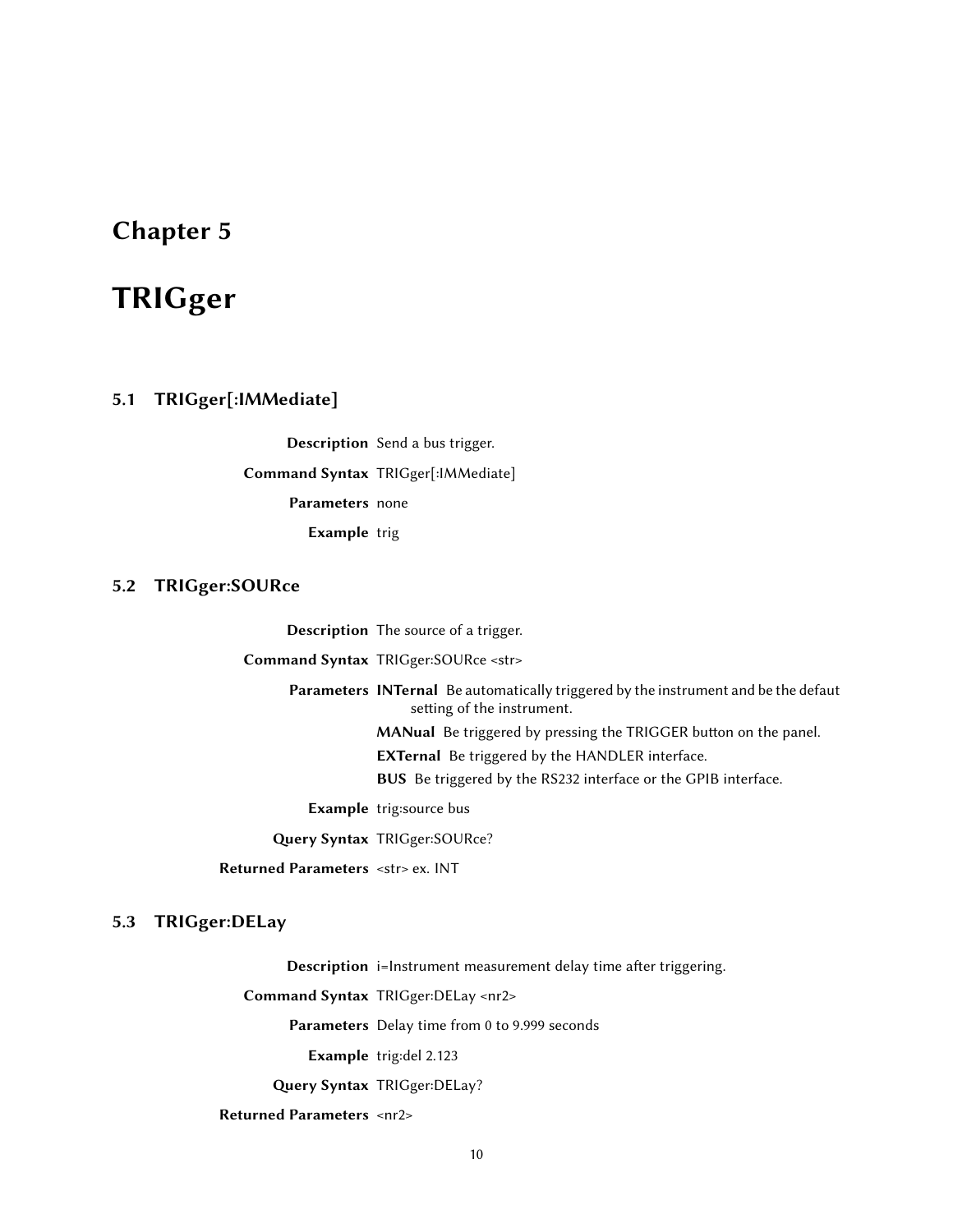# Chapter 5

# TRIGger

## 5.1 TRIGger[:IMMediate]

**Description** Send a bus trigger.

**Command Syntax** TRIGger[:IMMediate]

**Parameters** none

**Example** trig

## 5.2 TRIGger:SOURce

**Description** The source of a trigger.

**Command Syntax** TRIGger:SOURce <str>

**Parameters**

- **INTernal** Be automatically triggered by the instrument and be the defaut setting of the instrument.
- **MANual** Be triggered by pressing the TRIGGER button on the panel.
- **EXTernal** Be triggered by the HANDLER interface.
- **BUS** Be triggered by the RS232 interface or the GPIB interface.

**Example** trig:source bus

**Query Syntax** TRIGger:SOURce?

**Returned Parameters** <str> ex. INT

## 5.3 TRIGger:DELay

**Description** i=Instrument measurement delay time after triggering.

**Command Syntax** TRIGger:DELay <nr2>

**Parameters** Delay time from 0 to 9.999 seconds

**Example** trig:del 2.123

**Query Syntax** TRIGger:DELay?

**Returned Parameters** <nr2>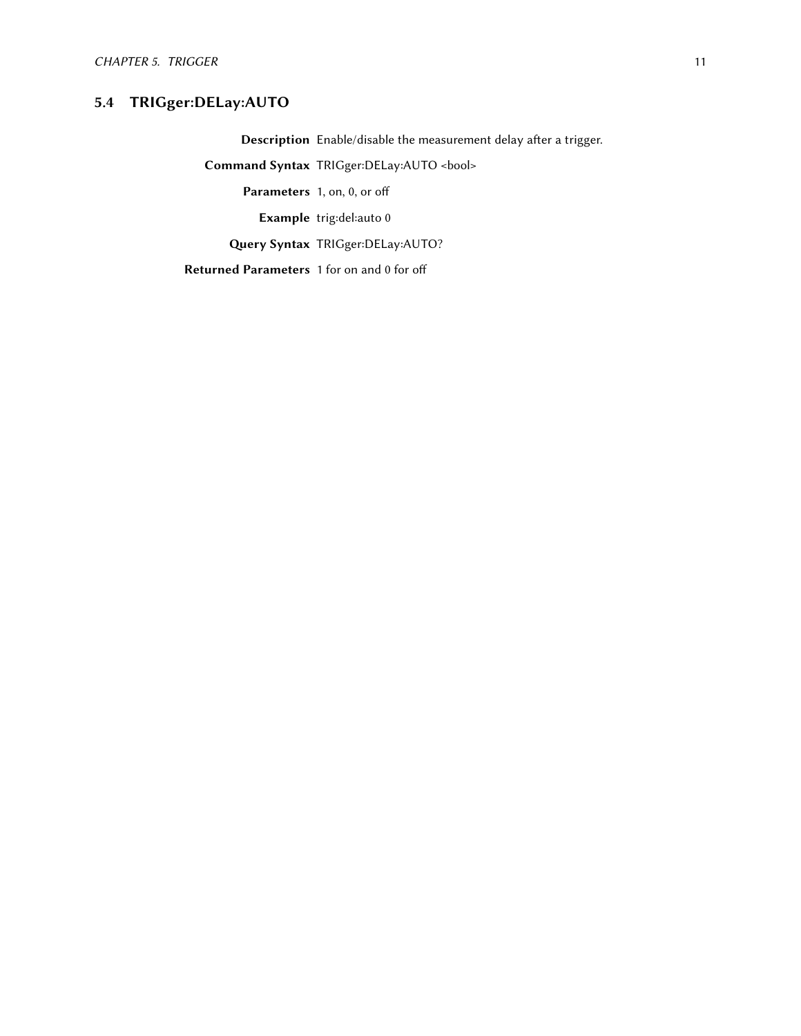## 5.4 TRIGger:DELay:AUTO

**Description** Enable/disable the measurement delay after a trigger.

**Command Syntax** TRIGger:DELay:AUTO <bool>

**Parameters** 1, on, 0, or off

**Example** trig:del:auto 0

**Query Syntax** TRIGger:DELay:AUTO?

**Returned Parameters** 1 for on and 0 for off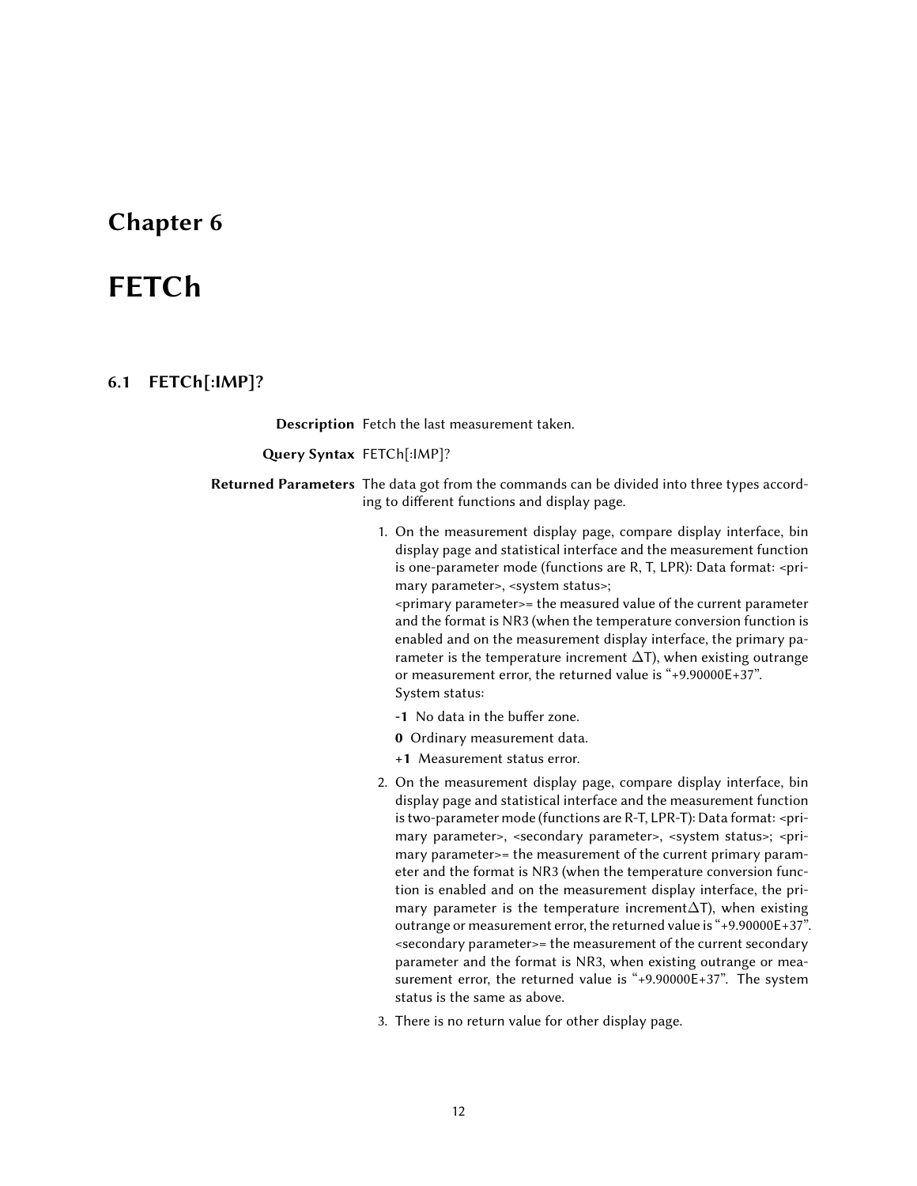# Chapter 6

# FETCh

## 6.1 FETCh[:IMP]?

**Description** Fetch the last measurement taken.

**Query Syntax** FETCh[:IMP]?

**Returned Parameters** The data got from the commands can be divided into three types according to different functions and display page.

1. On the measurement display page, compare display interface, bin display page and statistical interface and the measurement function is one-parameter mode (functions are R, T, LPR): Data format: <primary parameter>, <system status>;
   <primary parameter>= the measured value of the current parameter and the format is NR3 (when the temperature conversion function is enabled and on the measurement display interface, the primary parameter is the temperature increment $\Delta$T), when existing outrange or measurement error, the returned value is "+9.90000E+37".
   System status:

   **-1** No data in the buffer zone.

   **0** Ordinary measurement data.

   **+1** Measurement status error.

2. On the measurement display page, compare display interface, bin display page and statistical interface and the measurement function is two-parameter mode (functions are R-T, LPR-T): Data format: <primary parameter>, <secondary parameter>, <system status>; <primary parameter>= the measurement of the current primary parameter and the format is NR3 (when the temperature conversion function is enabled and on the measurement display interface, the primary parameter is the temperature increment$\Delta$T), when existing outrange or measurement error, the returned value is "+9.90000E+37". <secondary parameter>= the measurement of the current secondary parameter and the format is NR3, when existing outrange or measurement error, the returned value is "+9.90000E+37". The system status is the same as above.

3. There is no return value for other display page.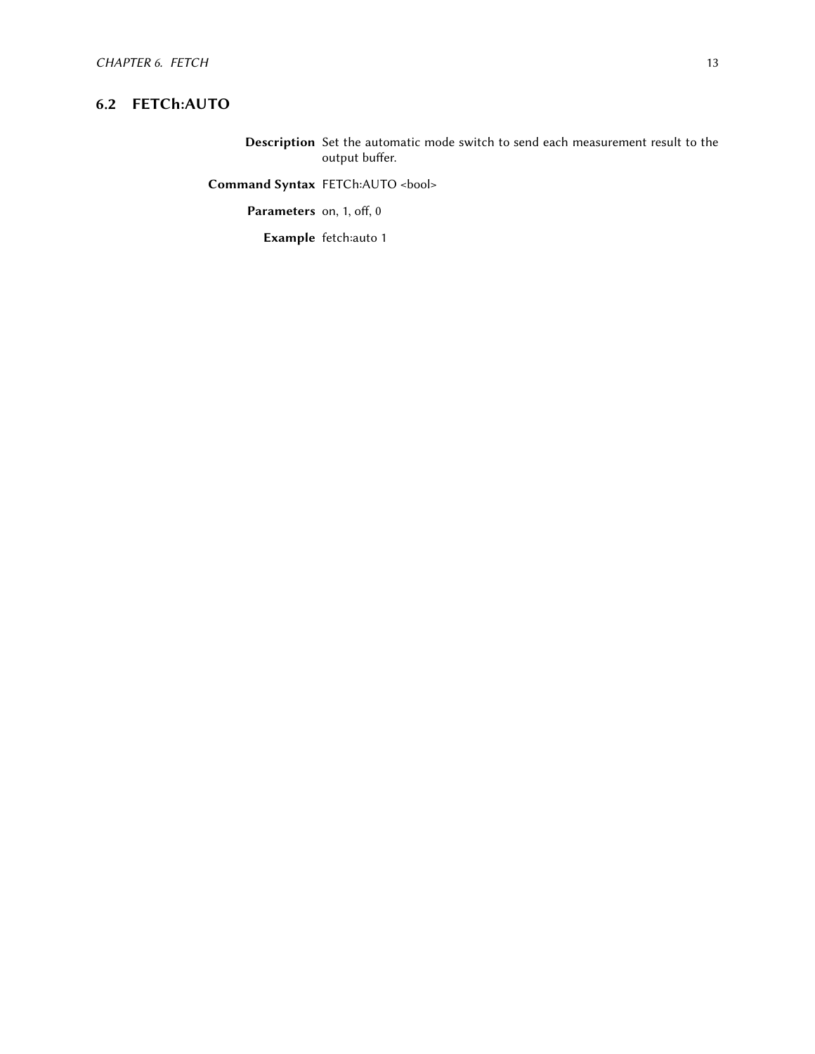## 6.2 FETCh:AUTO

**Description** Set the automatic mode switch to send each measurement result to the output buffer.

**Command Syntax** FETCh:AUTO <bool>

**Parameters** on, 1, off, 0

**Example** fetch:auto 1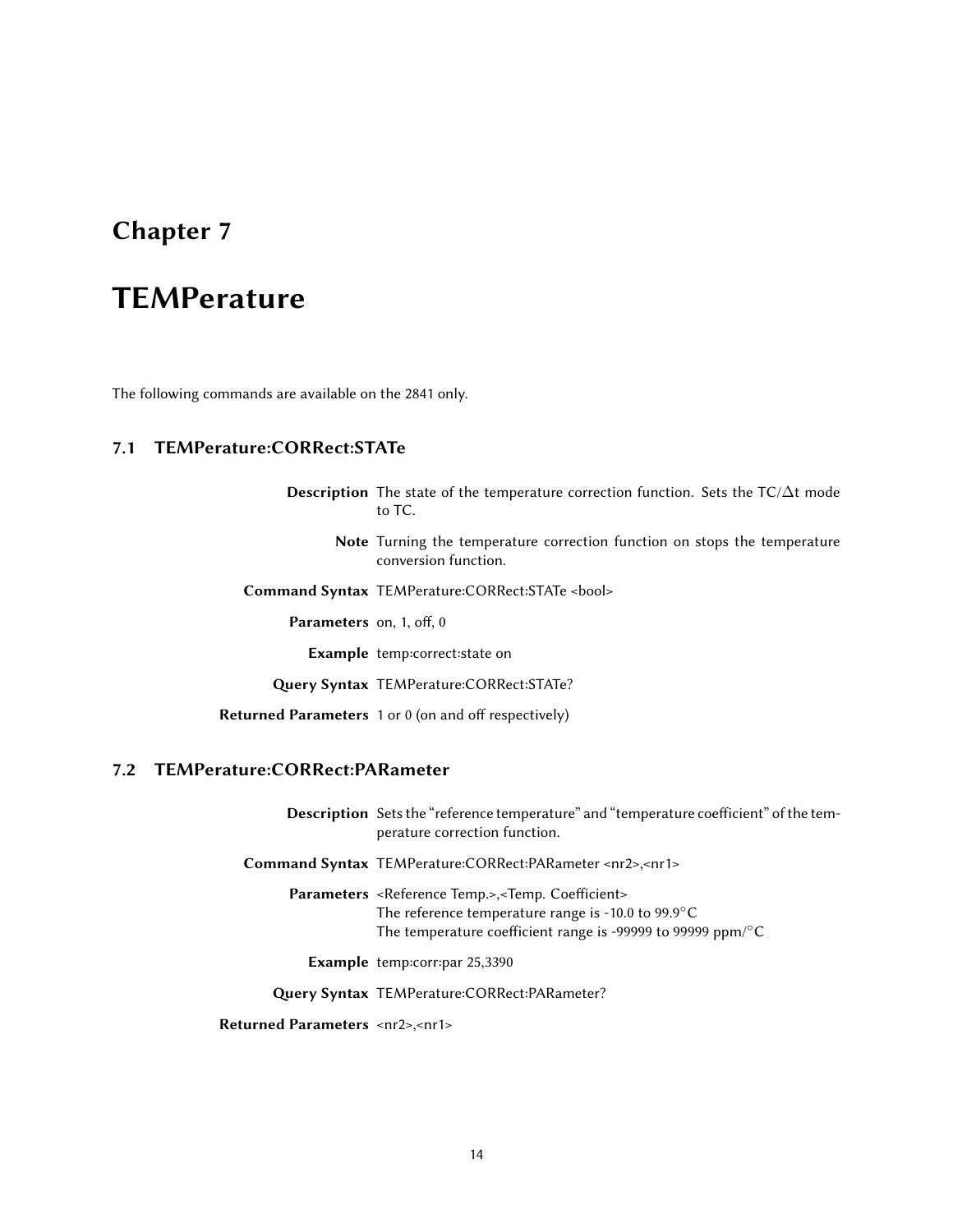# Chapter 7

# TEMPerature

The following commands are available on the 2841 only.

## 7.1 TEMPerature:CORRect:STATe

**Description** The state of the temperature correction function. Sets the TC/$\Delta$t mode to TC.

**Note** Turning the temperature correction function on stops the temperature conversion function.

**Command Syntax** TEMPerature:CORRect:STATe <bool>

**Parameters** on, 1, off, 0

**Example** temp:correct:state on

**Query Syntax** TEMPerature:CORRect:STATe?

**Returned Parameters** 1 or 0 (on and off respectively)

## 7.2 TEMPerature:CORRect:PARameter

**Description** Sets the "reference temperature" and "temperature coefficient" of the temperature correction function.

**Command Syntax** TEMPerature:CORRect:PARameter <nr2>,<nr1>

**Parameters** <Reference Temp.>,<Temp. Coefficient>
The reference temperature range is -10.0 to 99.9°C
The temperature coefficient range is -99999 to 99999 ppm/°C

**Example** temp:corr:par 25,3390

**Query Syntax** TEMPerature:CORRect:PARameter?

**Returned Parameters** <nr2>,<nr1>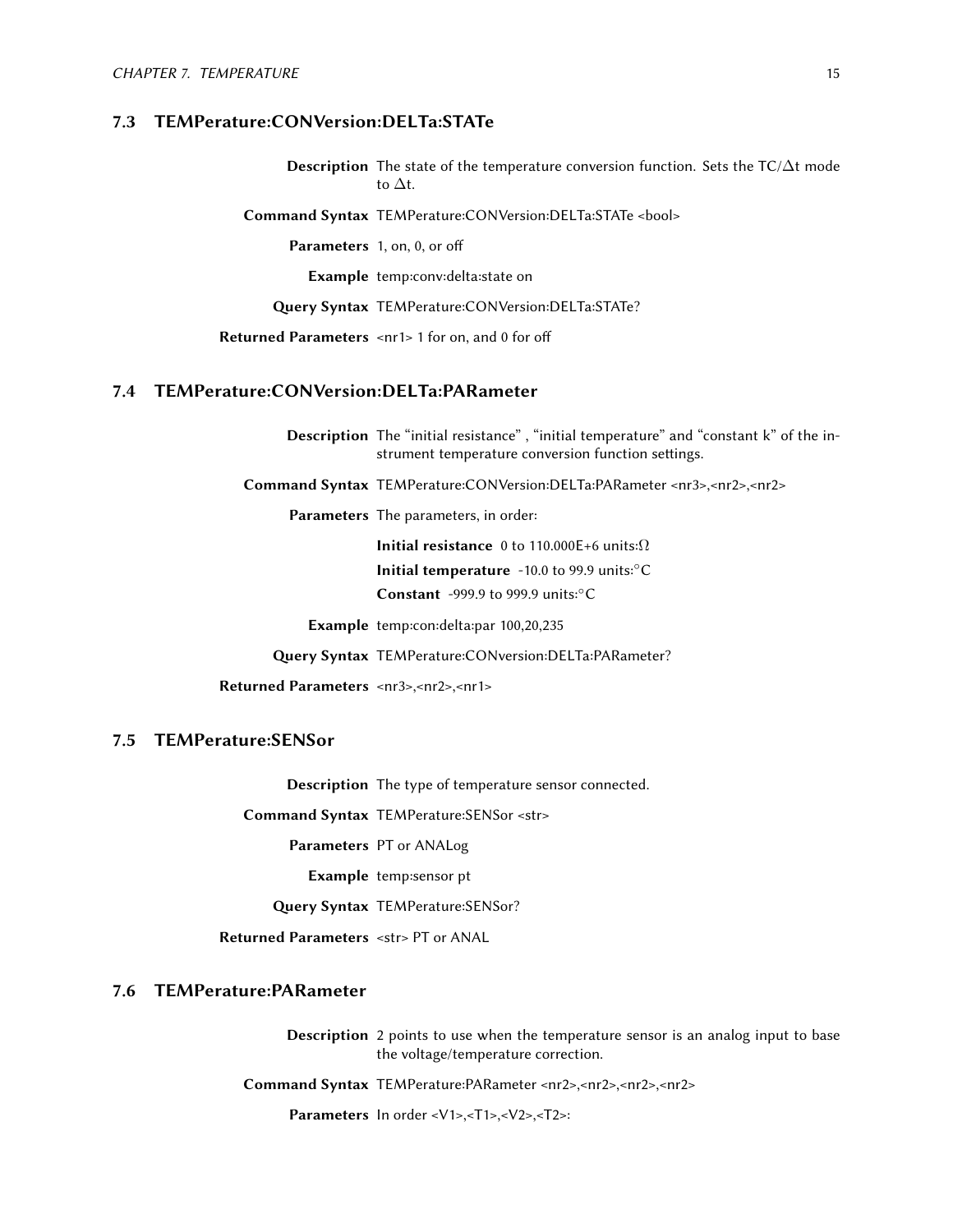## 7.3 TEMPerature:CONVersion:DELTa:STATe

**Description** The state of the temperature conversion function. Sets the TC/$\Delta$t mode to $\Delta$t.

**Command Syntax** TEMPerature:CONVersion:DELTa:STATe <bool>

**Parameters** 1, on, 0, or off

**Example** temp:conv:delta:state on

**Query Syntax** TEMPerature:CONVersion:DELTa:STATe?

**Returned Parameters** <nr1> 1 for on, and 0 for off

## 7.4 TEMPerature:CONVersion:DELTa:PARameter

**Description** The "initial resistance" , "initial temperature" and "constant k" of the instrument temperature conversion function settings.

**Command Syntax** TEMPerature:CONVersion:DELTa:PARameter <nr3>,<nr2>,<nr2>

**Parameters** The parameters, in order:

**Initial resistance** 0 to 110.000E+6 units:$\Omega$

**Initial temperature** -10.0 to 99.9 units:$^\circ$C

**Constant** -999.9 to 999.9 units:$^\circ$C

**Example** temp:con:delta:par 100,20,235

**Query Syntax** TEMPerature:CONversion:DELTa:PARameter?

**Returned Parameters** <nr3>,<nr2>,<nr1>

## 7.5 TEMPerature:SENSor

**Description** The type of temperature sensor connected.

**Command Syntax** TEMPerature:SENSor <str>

**Parameters** PT or ANALog

**Example** temp:sensor pt

**Query Syntax** TEMPerature:SENSor?

**Returned Parameters** <str> PT or ANAL

## 7.6 TEMPerature:PARameter

**Description** 2 points to use when the temperature sensor is an analog input to base the voltage/temperature correction.

**Command Syntax** TEMPerature:PARameter <nr2>,<nr2>,<nr2>,<nr2>

**Parameters** In order <V1>,<T1>,<V2>,<T2>: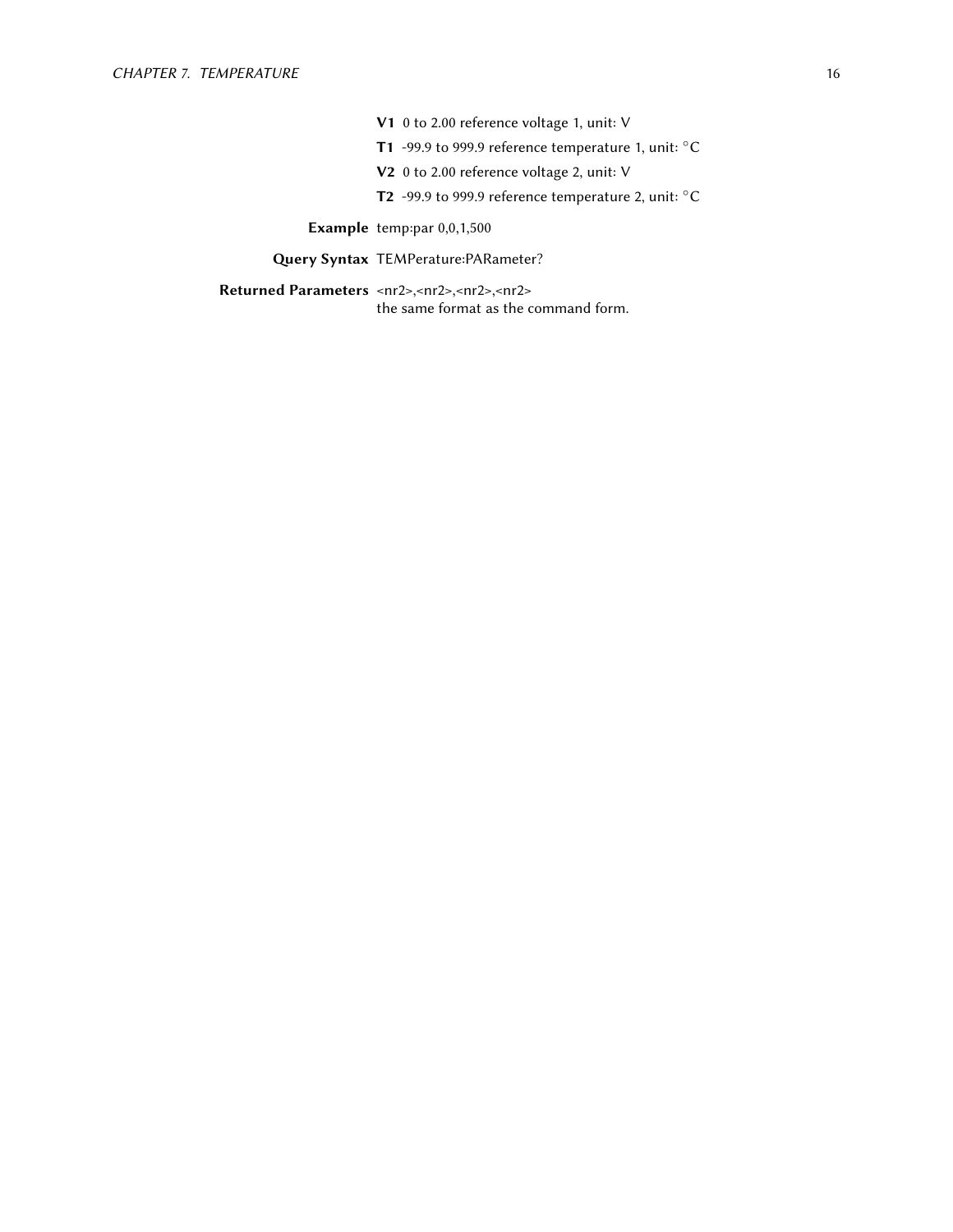**V1** 0 to 2.00 reference voltage 1, unit: V

**T1** -99.9 to 999.9 reference temperature 1, unit: °C

**V2** 0 to 2.00 reference voltage 2, unit: V

**T2** -99.9 to 999.9 reference temperature 2, unit: °C

**Example** temp:par 0,0,1,500

**Query Syntax** TEMPerature:PARameter?

**Returned Parameters** <nr2>,<nr2>,<nr2>,<nr2>
the same format as the command form.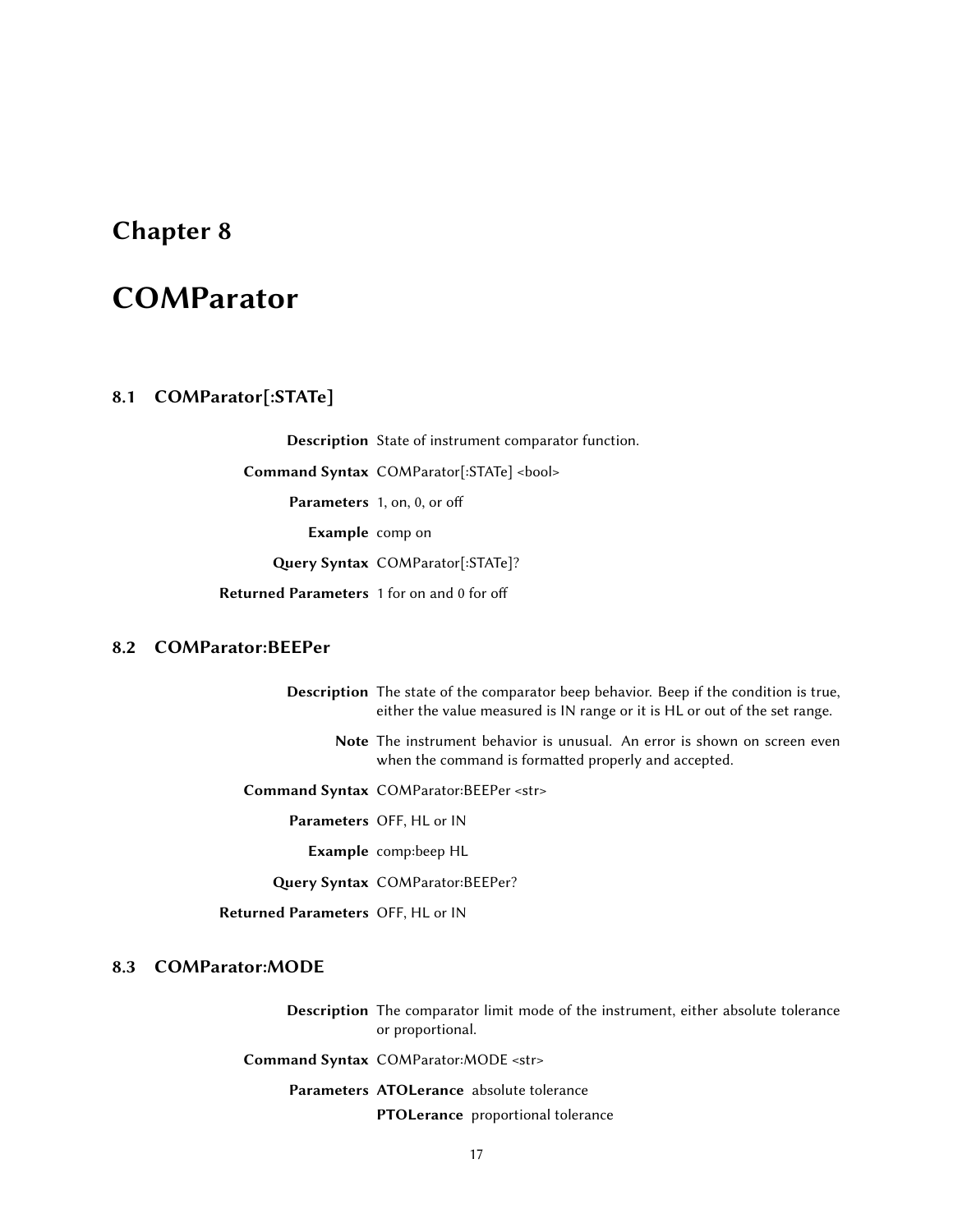# Chapter 8

# COMParator

## 8.1 COMParator[:STATe]

**Description** State of instrument comparator function.

**Command Syntax** COMParator[:STATe] <bool>

**Parameters** 1, on, 0, or off

**Example** comp on

**Query Syntax** COMParator[:STATe]?

**Returned Parameters** 1 for on and 0 for off

## 8.2 COMParator:BEEPer

**Description** The state of the comparator beep behavior. Beep if the condition is true, either the value measured is IN range or it is HL or out of the set range.

**Note** The instrument behavior is unusual. An error is shown on screen even when the command is formatted properly and accepted.

**Command Syntax** COMParator:BEEPer <str>

**Parameters** OFF, HL or IN

**Example** comp:beep HL

**Query Syntax** COMParator:BEEPer?

**Returned Parameters** OFF, HL or IN

## 8.3 COMParator:MODE

**Description** The comparator limit mode of the instrument, either absolute tolerance or proportional.

**Command Syntax** COMParator:MODE <str>

**Parameters**
- **ATOLerance** absolute tolerance
- **PTOLerance** proportional tolerance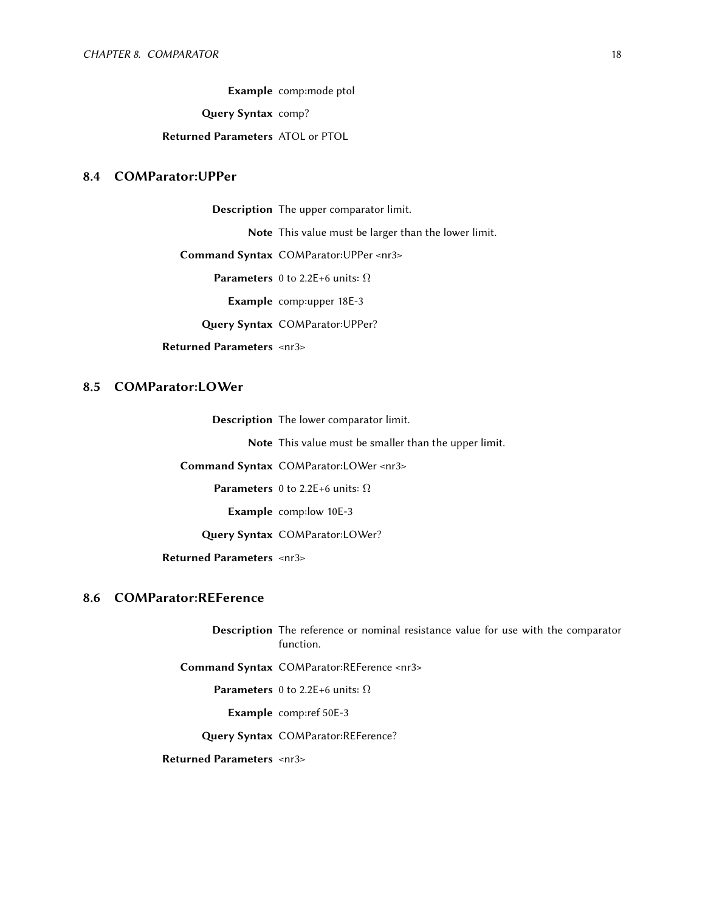**Example** comp:mode ptol

**Query Syntax** comp?

**Returned Parameters** ATOL or PTOL

## 8.4 COMParator:UPPer

**Description** The upper comparator limit.

**Note** This value must be larger than the lower limit.

**Command Syntax** COMParator:UPPer <nr3>

**Parameters** 0 to 2.2E+6 units: Ω

**Example** comp:upper 18E-3

**Query Syntax** COMParator:UPPer?

**Returned Parameters** <nr3>

## 8.5 COMParator:LOWer

**Description** The lower comparator limit.

**Note** This value must be smaller than the upper limit.

**Command Syntax** COMParator:LOWer <nr3>

**Parameters** 0 to 2.2E+6 units: Ω

**Example** comp:low 10E-3

**Query Syntax** COMParator:LOWer?

**Returned Parameters** <nr3>

## 8.6 COMParator:REFerence

**Description** The reference or nominal resistance value for use with the comparator function.

**Command Syntax** COMParator:REFerence <nr3>

**Parameters** 0 to 2.2E+6 units: Ω

**Example** comp:ref 50E-3

**Query Syntax** COMParator:REFerence?

**Returned Parameters** <nr3>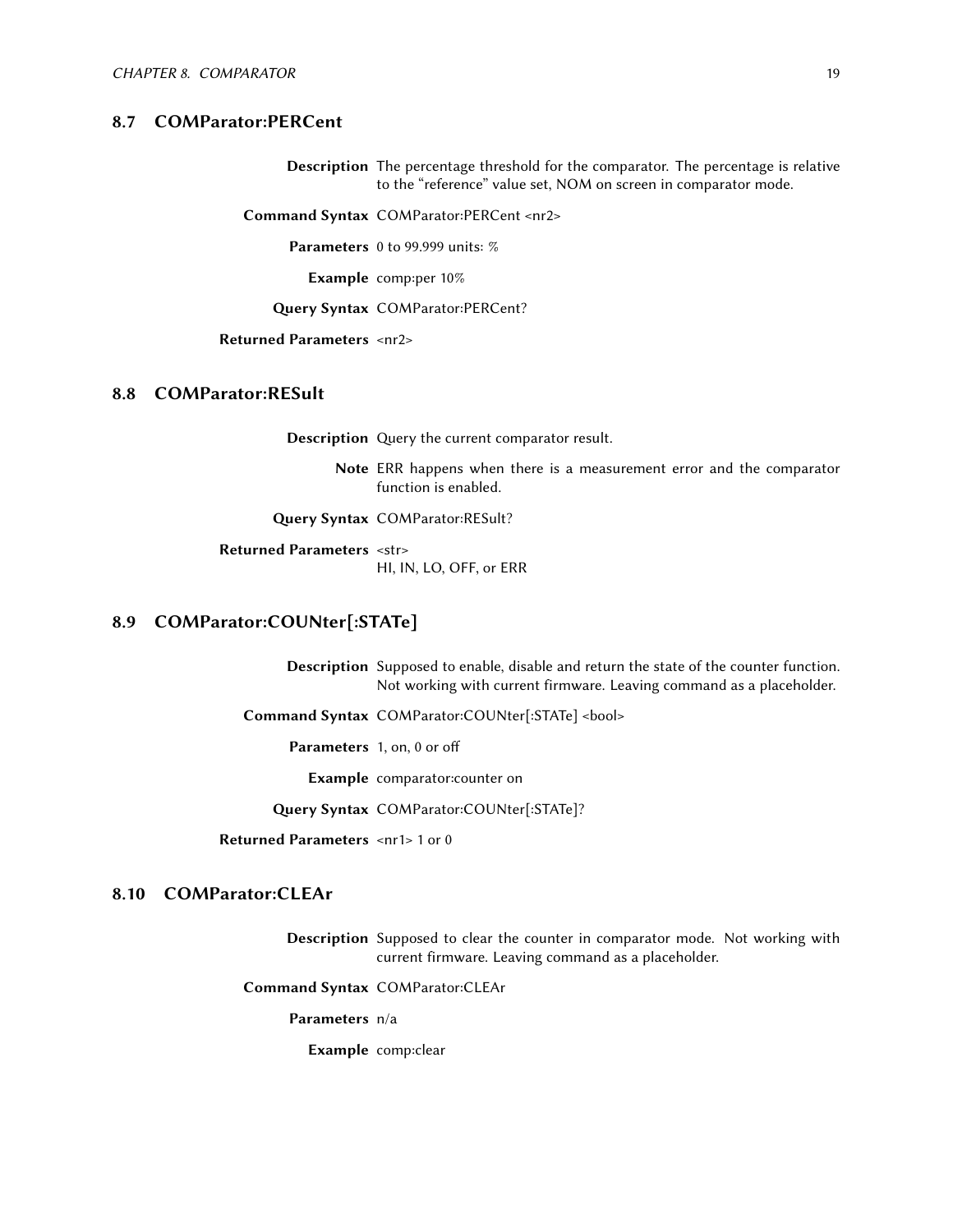## 8.7 COMParator:PERCent

**Description** The percentage threshold for the comparator. The percentage is relative to the "reference" value set, NOM on screen in comparator mode.

**Command Syntax** COMParator:PERCent <nr2>

**Parameters** 0 to 99.999 units: %

**Example** comp:per 10%

**Query Syntax** COMParator:PERCent?

**Returned Parameters** <nr2>

## 8.8 COMParator:RESult

**Description** Query the current comparator result.

**Note** ERR happens when there is a measurement error and the comparator function is enabled.

**Query Syntax** COMParator:RESult?

**Returned Parameters** <str>
HI, IN, LO, OFF, or ERR

## 8.9 COMParator:COUNter[:STATe]

**Description** Supposed to enable, disable and return the state of the counter function. Not working with current firmware. Leaving command as a placeholder.

**Command Syntax** COMParator:COUNter[:STATe] <bool>

**Parameters** 1, on, 0 or off

**Example** comparator:counter on

**Query Syntax** COMParator:COUNter[:STATe]?

**Returned Parameters** <nr1> 1 or 0

## 8.10 COMParator:CLEAr

**Description** Supposed to clear the counter in comparator mode. Not working with current firmware. Leaving command as a placeholder.

**Command Syntax** COMParator:CLEAr

**Parameters** n/a

**Example** comp:clear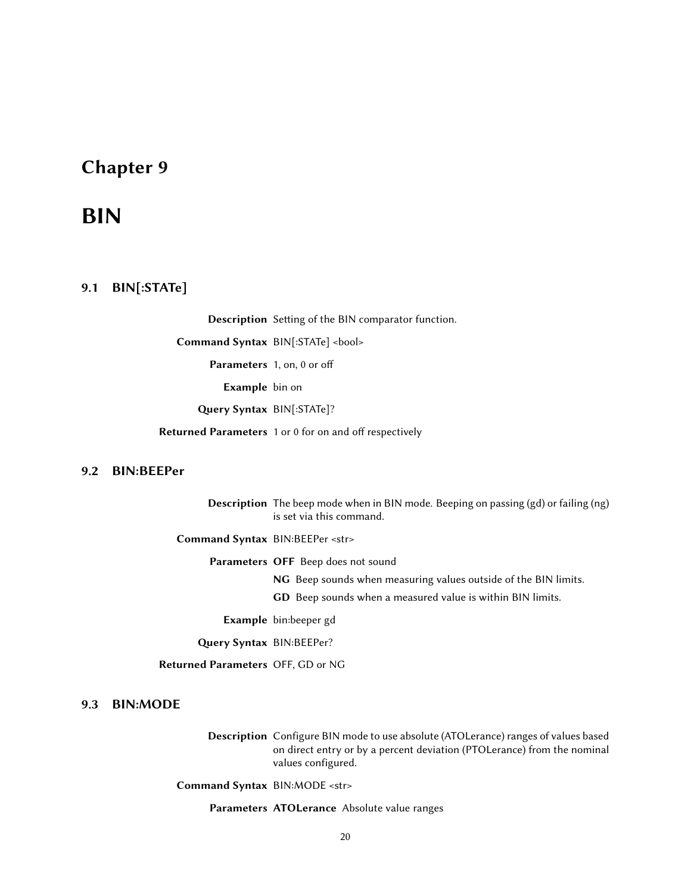# Chapter 9

# BIN

## 9.1 BIN[:STATe]

**Description** Setting of the BIN comparator function.

**Command Syntax** BIN[:STATe] <bool>

**Parameters** 1, on, 0 or off

**Example** bin on

**Query Syntax** BIN[:STATe]?

**Returned Parameters** 1 or 0 for on and off respectively

## 9.2 BIN:BEEPer

**Description** The beep mode when in BIN mode. Beeping on passing (gd) or failing (ng) is set via this command.

**Command Syntax** BIN:BEEPer <str>

**Parameters**

**OFF** Beep does not sound

**NG** Beep sounds when measuring values outside of the BIN limits.

**GD** Beep sounds when a measured value is within BIN limits.

**Example** bin:beeper gd

**Query Syntax** BIN:BEEPer?

**Returned Parameters** OFF, GD or NG

## 9.3 BIN:MODE

**Description** Configure BIN mode to use absolute (ATOLerance) ranges of values based on direct entry or by a percent deviation (PTOLerance) from the nominal values configured.

**Command Syntax** BIN:MODE <str>

**Parameters** **ATOLerance** Absolute value ranges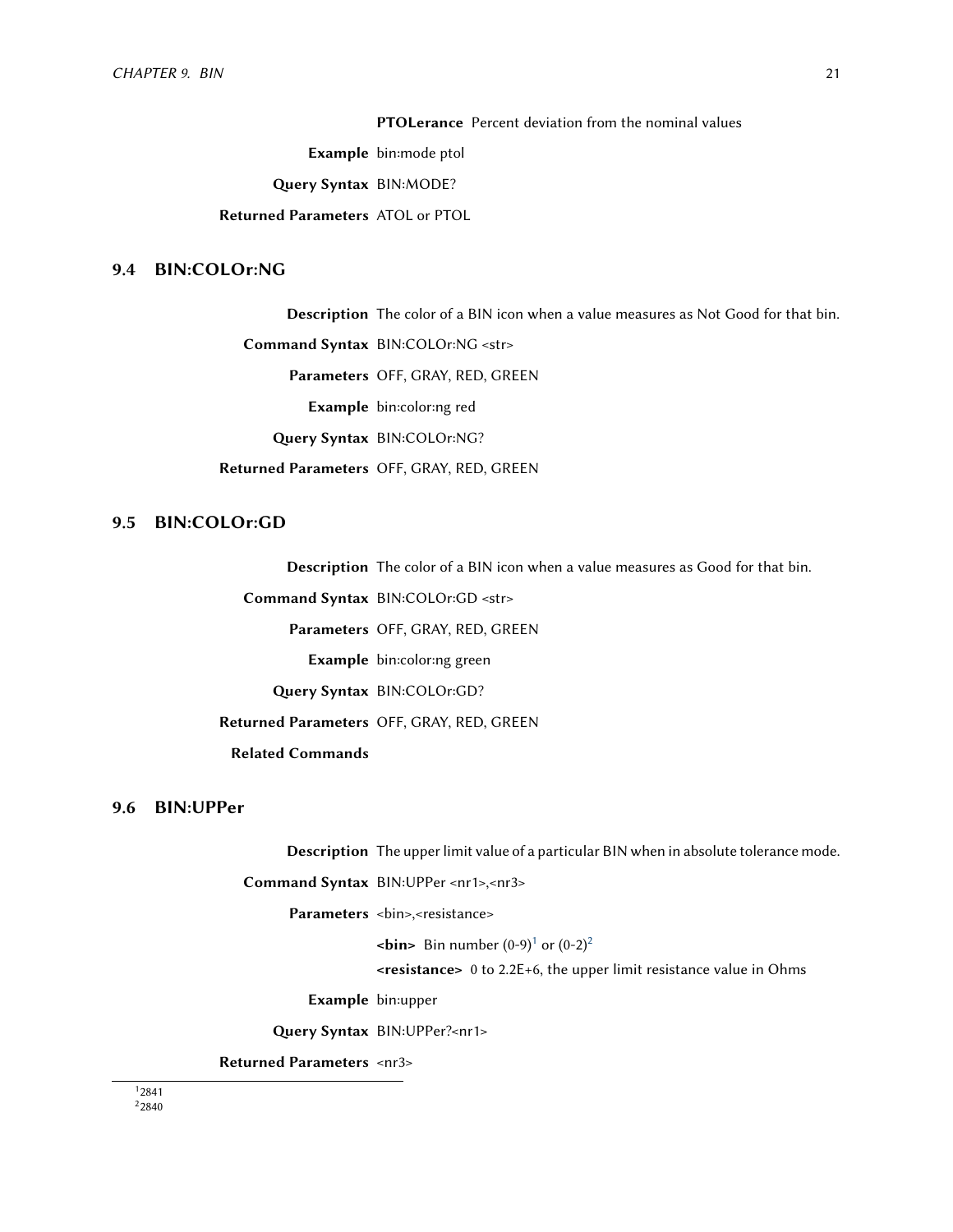**PTOLerance** Percent deviation from the nominal values

**Example** bin:mode ptol

**Query Syntax** BIN:MODE?

**Returned Parameters** ATOL or PTOL

## 9.4 BIN:COLOr:NG

**Description** The color of a BIN icon when a value measures as Not Good for that bin.

**Command Syntax** BIN:COLOr:NG <str>

**Parameters** OFF, GRAY, RED, GREEN

**Example** bin:color:ng red

**Query Syntax** BIN:COLOr:NG?

**Returned Parameters** OFF, GRAY, RED, GREEN

## 9.5 BIN:COLOr:GD

**Description** The color of a BIN icon when a value measures as Good for that bin.

**Command Syntax** BIN:COLOr:GD <str>

**Parameters** OFF, GRAY, RED, GREEN

**Example** bin:color:ng green

**Query Syntax** BIN:COLOr:GD?

**Returned Parameters** OFF, GRAY, RED, GREEN

**Related Commands**

## 9.6 BIN:UPPer

**Description** The upper limit value of a particular BIN when in absolute tolerance mode.

**Command Syntax** BIN:UPPer <nr1>,<nr3>

**Parameters** <bin>,<resistance>

**<bin>** Bin number (0-9)[1] or (0-2)[2]

**<resistance>** 0 to 2.2E+6, the upper limit resistance value in Ohms

**Example** bin:upper

**Query Syntax** BIN:UPPer?<nr1>

**Returned Parameters** <nr3>

---

[1] 2841

[2] 2840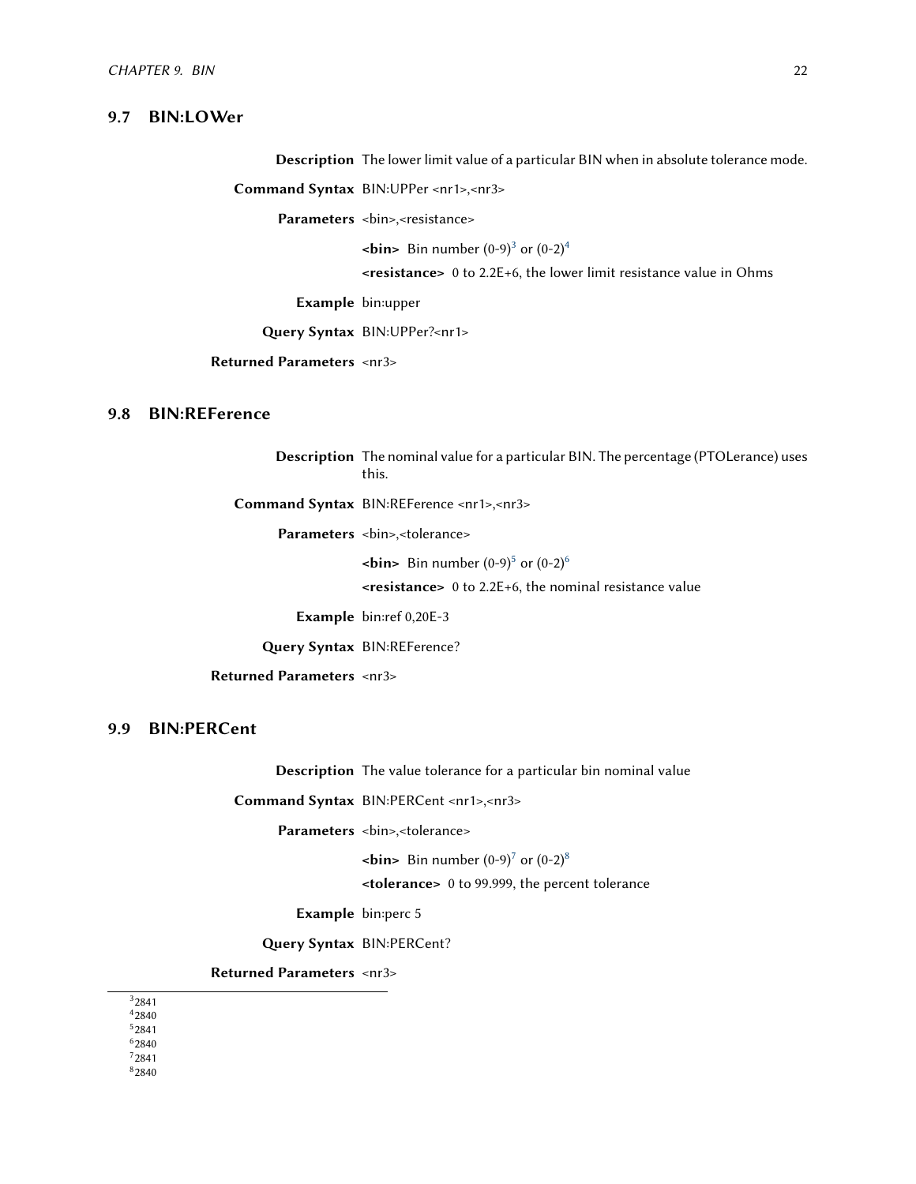## 9.7 BIN:LOWer

**Description** The lower limit value of a particular BIN when in absolute tolerance mode.

**Command Syntax** BIN:UPPer <nr1>,<nr3>

**Parameters** <bin>,<resistance>

**<bin>** Bin number (0-9)[3] or (0-2)[4]

**<resistance>** 0 to 2.2E+6, the lower limit resistance value in Ohms

**Example** bin:upper

**Query Syntax** BIN:UPPer?<nr1>

**Returned Parameters** <nr3>

## 9.8 BIN:REFerence

**Description** The nominal value for a particular BIN. The percentage (PTOLerance) uses this.

**Command Syntax** BIN:REFerence <nr1>,<nr3>

**Parameters** <bin>,<tolerance>

**<bin>** Bin number (0-9)[5] or (0-2)[6]

**<resistance>** 0 to 2.2E+6, the nominal resistance value

**Example** bin:ref 0,20E-3

**Query Syntax** BIN:REFerence?

**Returned Parameters** <nr3>

## 9.9 BIN:PERCent

**Description** The value tolerance for a particular bin nominal value

**Command Syntax** BIN:PERCent <nr1>,<nr3>

**Parameters** <bin>,<tolerance>

**<bin>** Bin number (0-9)[7] or (0-2)[8]

**<tolerance>** 0 to 99.999, the percent tolerance

**Example** bin:perc 5

**Query Syntax** BIN:PERCent?

**Returned Parameters** <nr3>

---

[3] 2841
[4] 2840
[5] 2841
[6] 2840
[7] 2841
[8] 2840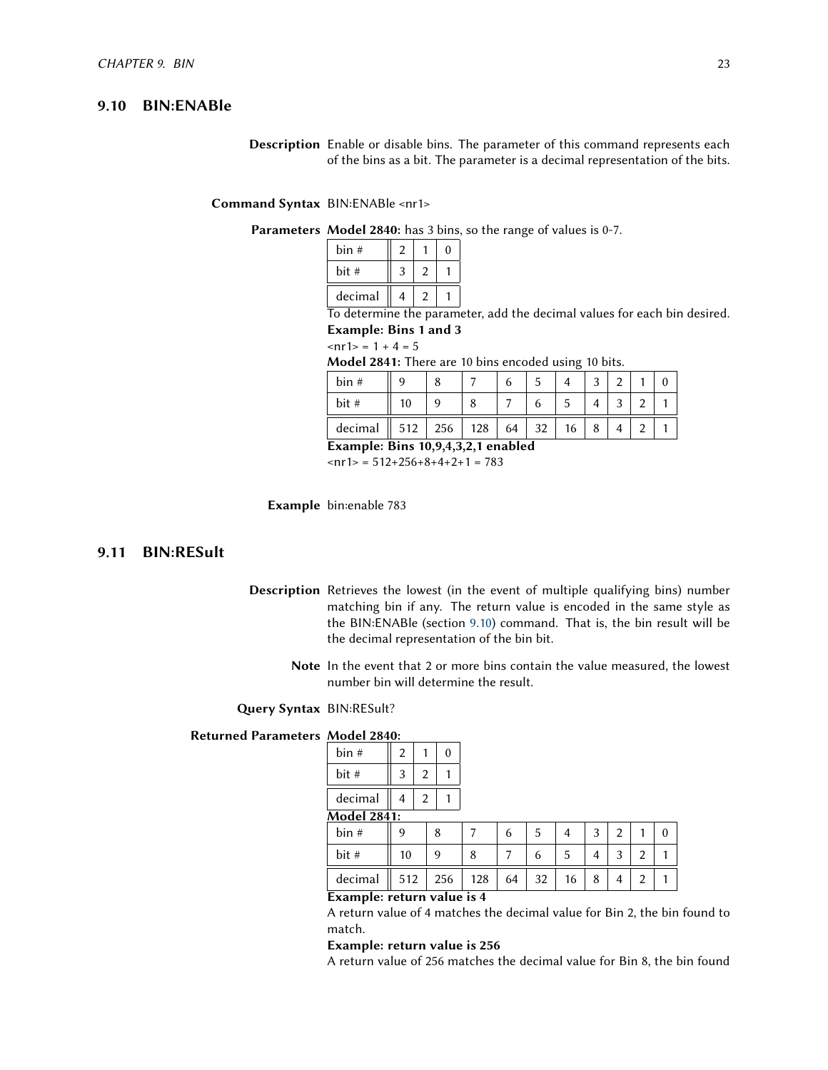## 9.10 BIN:ENABle

**Description** Enable or disable bins. The parameter of this command represents each of the bins as a bit. The parameter is a decimal representation of the bits.

**Command Syntax** BIN:ENABle <nr1>

**Parameters** **Model 2840:** has 3 bins, so the range of values is 0-7.

| bin # | 2 | 1 | 0 |
|---|---|---|---|
| bit # | 3 | 2 | 1 |
| decimal | 4 | 2 | 1 |

To determine the parameter, add the decimal values for each bin desired.

**Example: Bins 1 and 3**

<nr1> = 1 + 4 = 5

**Model 2841:** There are 10 bins encoded using 10 bits.

| bin # | 9 | 8 | 7 | 6 | 5 | 4 | 3 | 2 | 1 | 0 |
|---|---|---|---|---|---|---|---|---|---|---|
| bit # | 10 | 9 | 8 | 7 | 6 | 5 | 4 | 3 | 2 | 1 |
| decimal | 512 | 256 | 128 | 64 | 32 | 16 | 8 | 4 | 2 | 1 |

**Example: Bins 10,9,4,3,2,1 enabled**

<nr1> = 512+256+8+4+2+1 = 783

**Example** bin:enable 783

## 9.11 BIN:RESult

**Description** Retrieves the lowest (in the event of multiple qualifying bins) number matching bin if any. The return value is encoded in the same style as the BIN:ENABle (section 9.10) command. That is, the bin result will be the decimal representation of the bin bit.

**Note** In the event that 2 or more bins contain the value measured, the lowest number bin will determine the result.

**Query Syntax** BIN:RESult?

**Returned Parameters** **Model 2840:**

| bin # | 2 | 1 | 0 |
|---|---|---|---|
| bit # | 3 | 2 | 1 |
| decimal | 4 | 2 | 1 |

**Model 2841:**

| bin # | 9 | 8 | 7 | 6 | 5 | 4 | 3 | 2 | 1 | 0 |
|---|---|---|---|---|---|---|---|---|---|---|
| bit # | 10 | 9 | 8 | 7 | 6 | 5 | 4 | 3 | 2 | 1 |
| decimal | 512 | 256 | 128 | 64 | 32 | 16 | 8 | 4 | 2 | 1 |

**Example: return value is 4**

A return value of 4 matches the decimal value for Bin 2, the bin found to match.

**Example: return value is 256**

A return value of 256 matches the decimal value for Bin 8, the bin found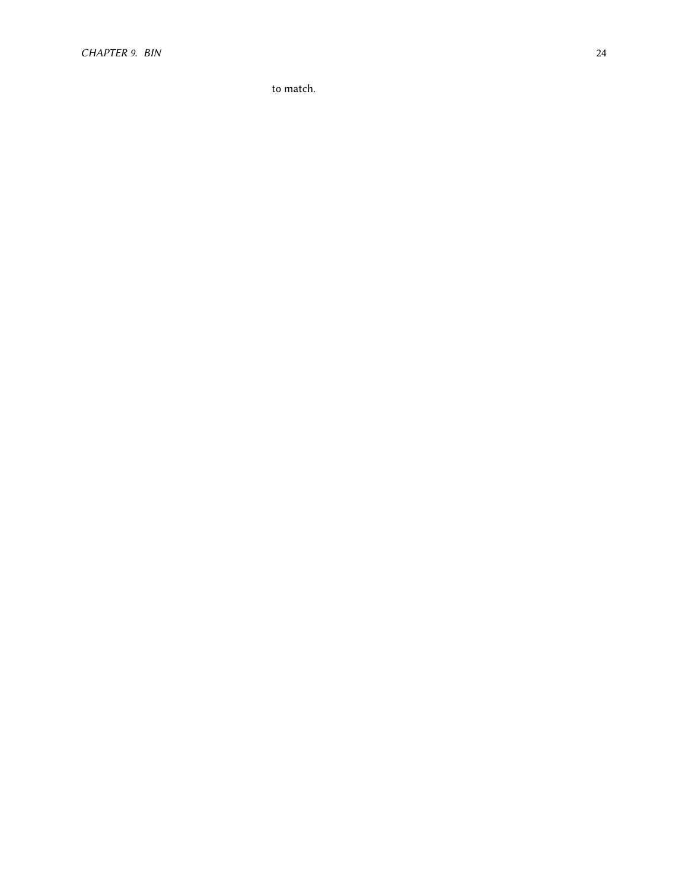to match.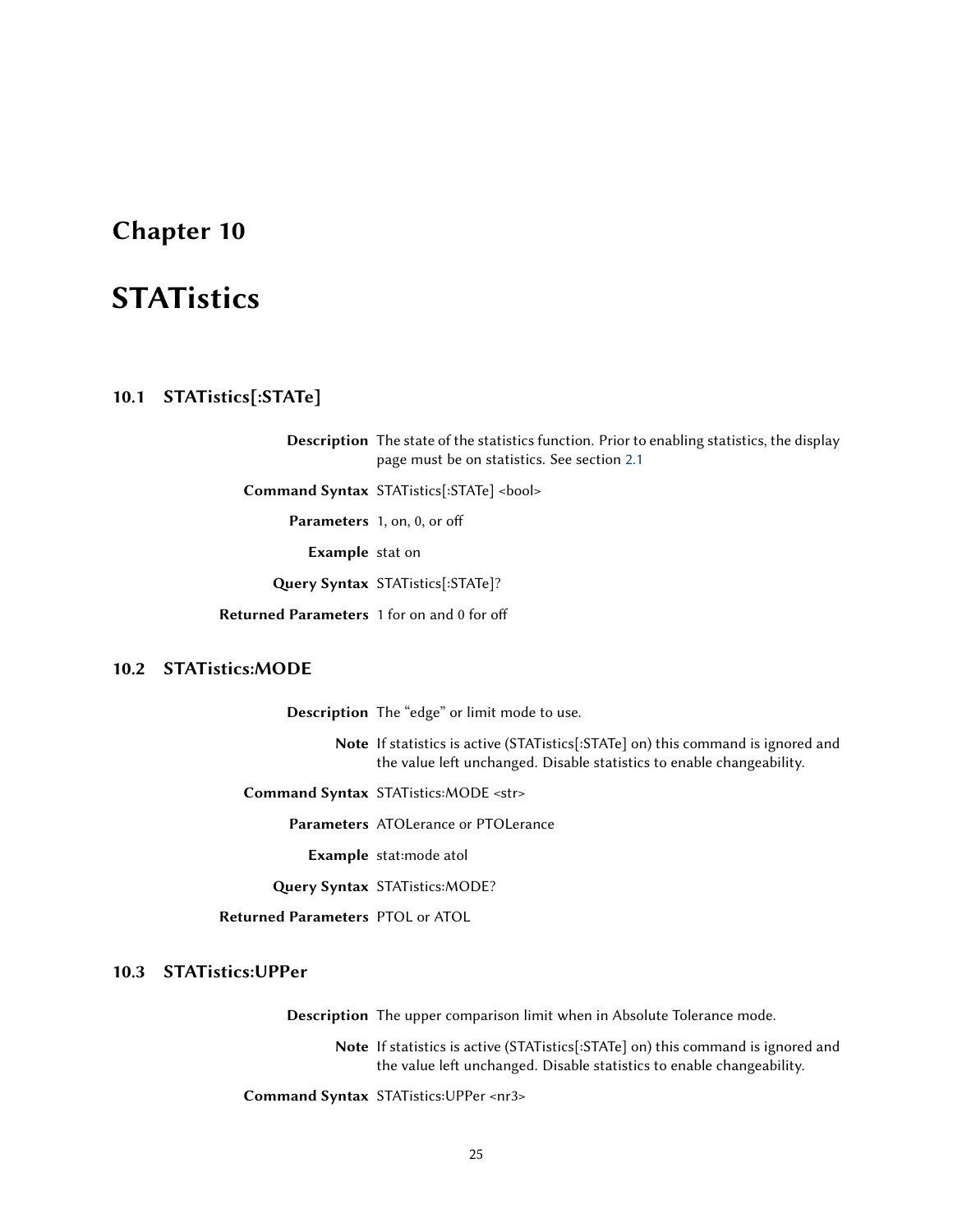# Chapter 10

# STATistics

## 10.1 STATistics[:STATe]

**Description** The state of the statistics function. Prior to enabling statistics, the display page must be on statistics. See section 2.1

**Command Syntax** STATistics[:STATe] <bool>

**Parameters** 1, on, 0, or off

**Example** stat on

**Query Syntax** STATistics[:STATe]?

**Returned Parameters** 1 for on and 0 for off

## 10.2 STATistics:MODE

**Description** The "edge" or limit mode to use.

**Note** If statistics is active (STATistics[:STATe] on) this command is ignored and the value left unchanged. Disable statistics to enable changeability.

**Command Syntax** STATistics:MODE <str>

**Parameters** ATOLerance or PTOLerance

**Example** stat:mode atol

**Query Syntax** STATistics:MODE?

**Returned Parameters** PTOL or ATOL

## 10.3 STATistics:UPPer

**Description** The upper comparison limit when in Absolute Tolerance mode.

**Note** If statistics is active (STATistics[:STATe] on) this command is ignored and the value left unchanged. Disable statistics to enable changeability.

**Command Syntax** STATistics:UPPer <nr3>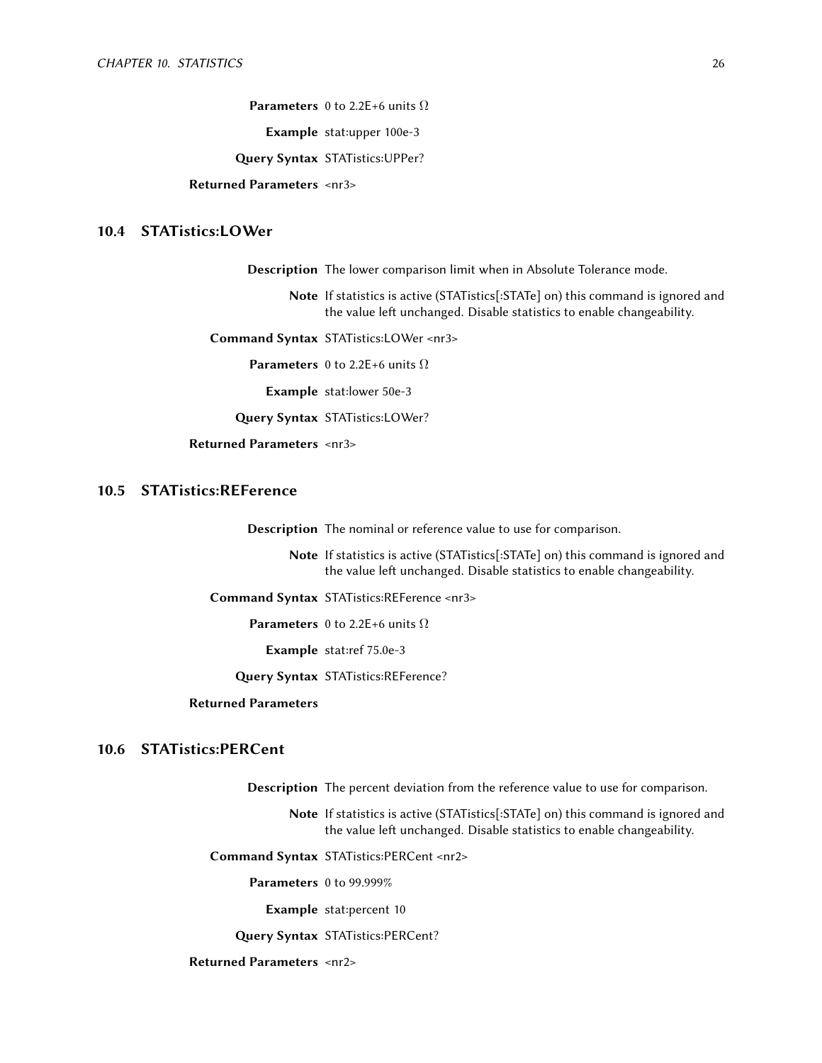**Parameters** 0 to 2.2E+6 units Ω

**Example** stat:upper 100e-3

**Query Syntax** STATistics:UPPer?

**Returned Parameters** <nr3>

## 10.4 STATistics:LOWer

**Description** The lower comparison limit when in Absolute Tolerance mode.

**Note** If statistics is active (STATistics[:STATe] on) this command is ignored and the value left unchanged. Disable statistics to enable changeability.

**Command Syntax** STATistics:LOWer <nr3>

**Parameters** 0 to 2.2E+6 units Ω

**Example** stat:lower 50e-3

**Query Syntax** STATistics:LOWer?

**Returned Parameters** <nr3>

## 10.5 STATistics:REFerence

**Description** The nominal or reference value to use for comparison.

**Note** If statistics is active (STATistics[:STATe] on) this command is ignored and the value left unchanged. Disable statistics to enable changeability.

**Command Syntax** STATistics:REFerence <nr3>

**Parameters** 0 to 2.2E+6 units Ω

**Example** stat:ref 75.0e-3

**Query Syntax** STATistics:REFerence?

**Returned Parameters**

## 10.6 STATistics:PERCent

**Description** The percent deviation from the reference value to use for comparison.

**Note** If statistics is active (STATistics[:STATe] on) this command is ignored and the value left unchanged. Disable statistics to enable changeability.

**Command Syntax** STATistics:PERCent <nr2>

**Parameters** 0 to 99.999%

**Example** stat:percent 10

**Query Syntax** STATistics:PERCent?

**Returned Parameters** <nr2>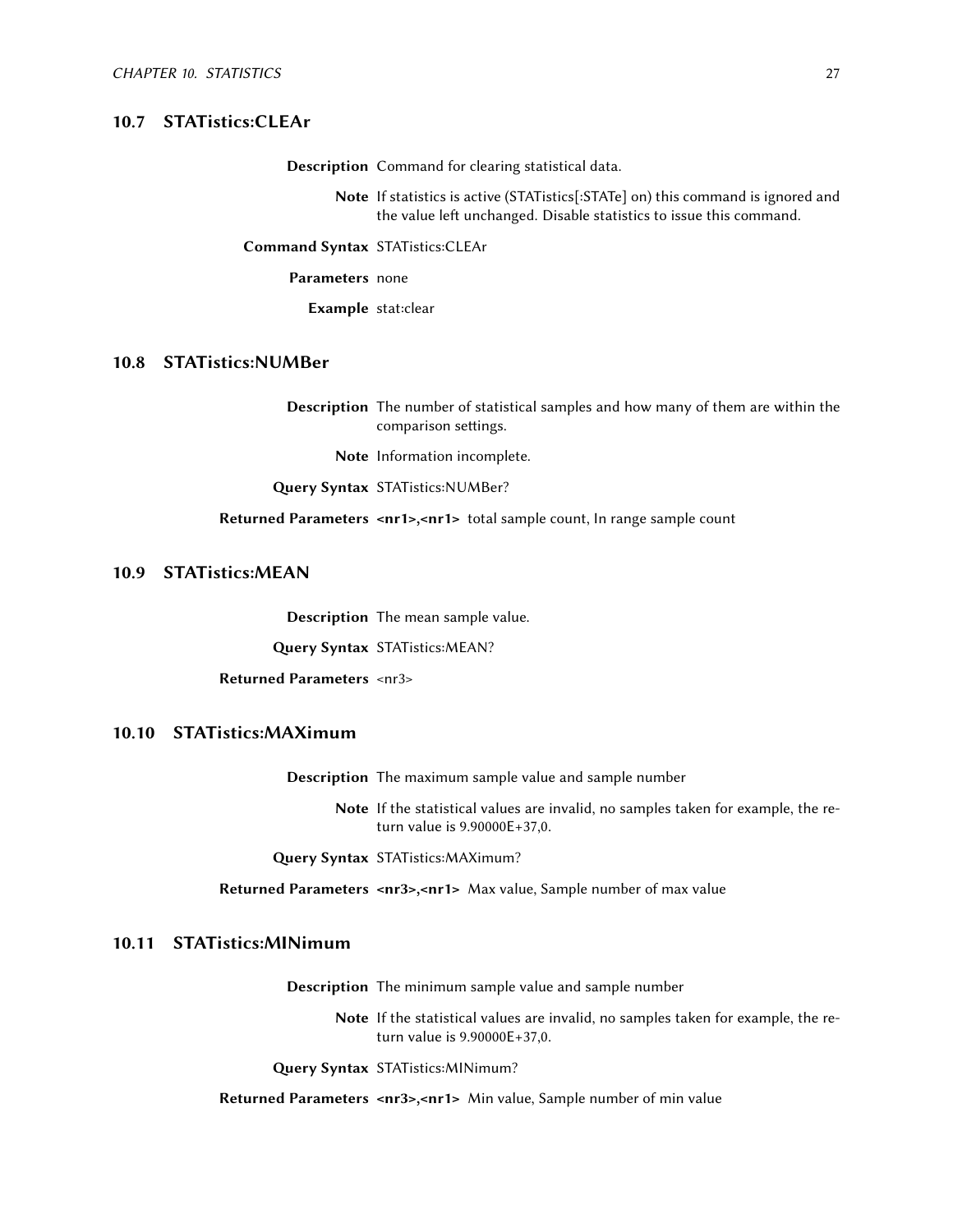## 10.7 STATistics:CLEAr

**Description** Command for clearing statistical data.

**Note** If statistics is active (STATistics[:STATe] on) this command is ignored and the value left unchanged. Disable statistics to issue this command.

**Command Syntax** STATistics:CLEAr

**Parameters** none

**Example** stat:clear

## 10.8 STATistics:NUMBer

**Description** The number of statistical samples and how many of them are within the comparison settings.

**Note** Information incomplete.

**Query Syntax** STATistics:NUMBer?

**Returned Parameters** **<nr1>,<nr1>** total sample count, In range sample count

## 10.9 STATistics:MEAN

**Description** The mean sample value.

**Query Syntax** STATistics:MEAN?

**Returned Parameters** <nr3>

## 10.10 STATistics:MAXimum

**Description** The maximum sample value and sample number

**Note** If the statistical values are invalid, no samples taken for example, the return value is 9.90000E+37,0.

**Query Syntax** STATistics:MAXimum?

**Returned Parameters** **<nr3>,<nr1>** Max value, Sample number of max value

## 10.11 STATistics:MINimum

**Description** The minimum sample value and sample number

**Note** If the statistical values are invalid, no samples taken for example, the return value is 9.90000E+37,0.

**Query Syntax** STATistics:MINimum?

**Returned Parameters** **<nr3>,<nr1>** Min value, Sample number of min value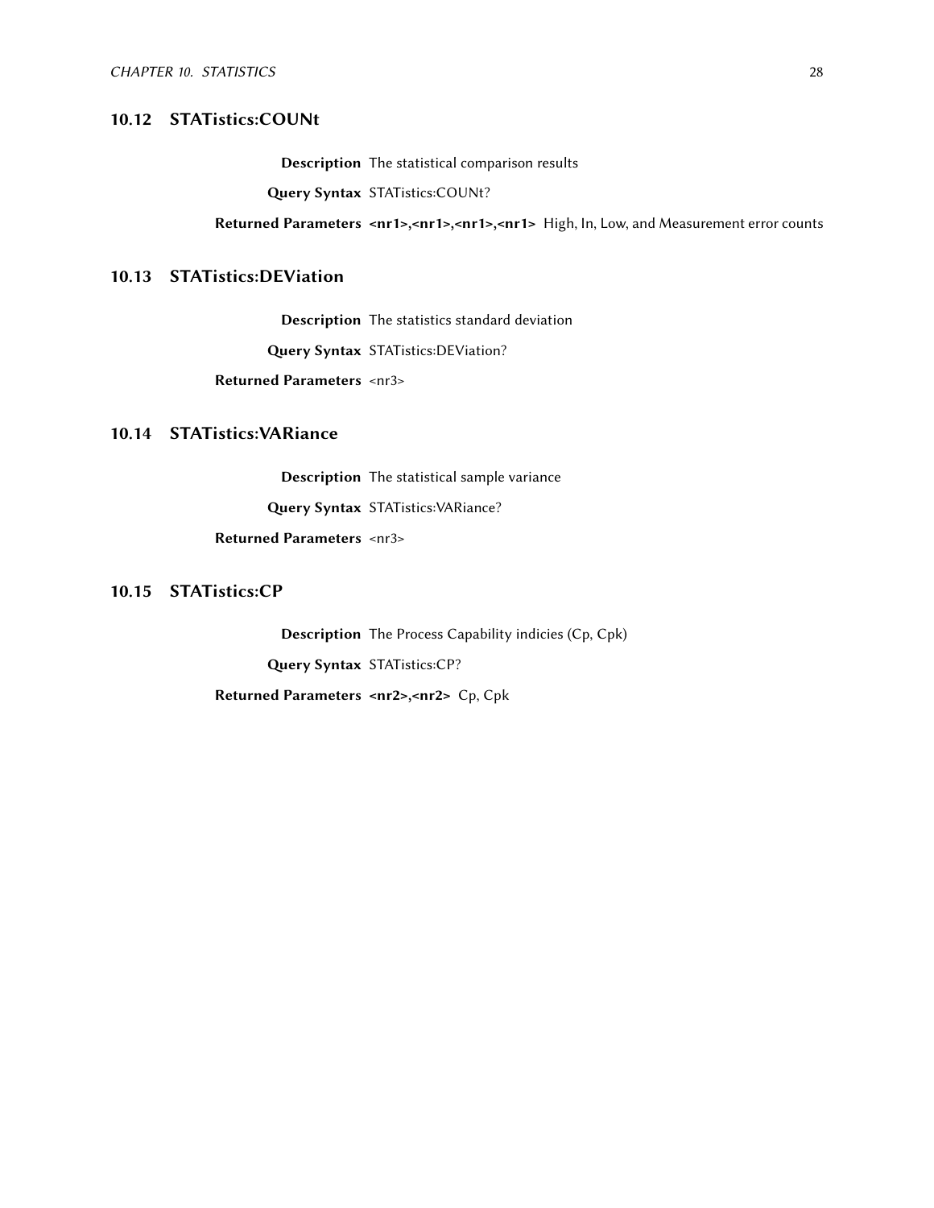## 10.12 STATistics:COUNt

**Description** The statistical comparison results

**Query Syntax** STATistics:COUNt?

**Returned Parameters** **<nr1>,<nr1>,<nr1>,<nr1>** High, In, Low, and Measurement error counts

## 10.13 STATistics:DEViation

**Description** The statistics standard deviation

**Query Syntax** STATistics:DEViation?

**Returned Parameters** <nr3>

## 10.14 STATistics:VARiance

**Description** The statistical sample variance

**Query Syntax** STATistics:VARiance?

**Returned Parameters** <nr3>

## 10.15 STATistics:CP

**Description** The Process Capability indicies (Cp, Cpk)

**Query Syntax** STATistics:CP?

**Returned Parameters** **<nr2>,<nr2>** Cp, Cpk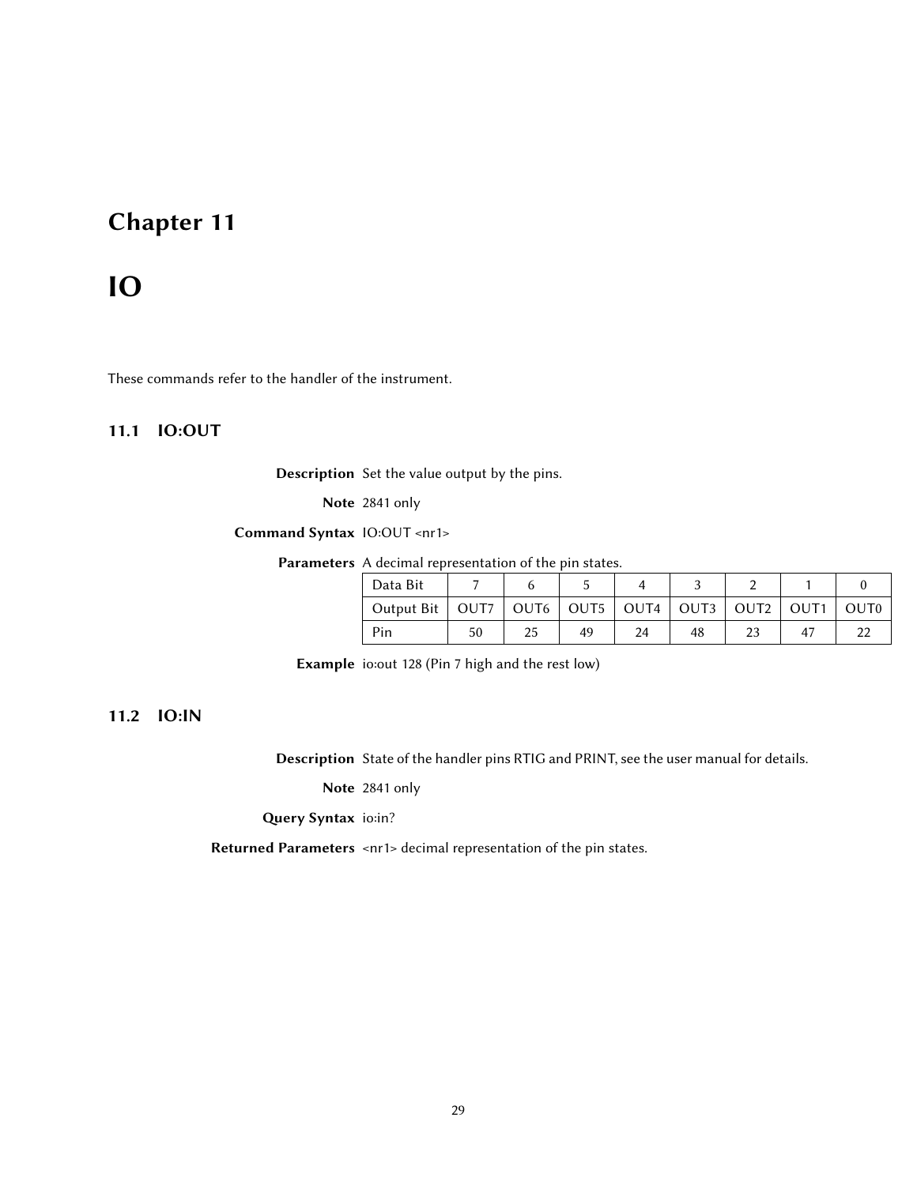# Chapter 11

# IO

These commands refer to the handler of the instrument.

## 11.1 IO:OUT

**Description** Set the value output by the pins.

**Note** 2841 only

**Command Syntax** IO:OUT <nr1>

**Parameters** A decimal representation of the pin states.

| Data Bit | 7 | 6 | 5 | 4 | 3 | 2 | 1 | 0 |
|---|---|---|---|---|---|---|---|---|
| Output Bit | OUT7 | OUT6 | OUT5 | OUT4 | OUT3 | OUT2 | OUT1 | OUT0 |
| Pin | 50 | 25 | 49 | 24 | 48 | 23 | 47 | 22 |

**Example** io:out 128 (Pin 7 high and the rest low)

## 11.2 IO:IN

**Description** State of the handler pins RTIG and PRINT, see the user manual for details.

**Note** 2841 only

**Query Syntax** io:in?

**Returned Parameters** <nr1> decimal representation of the pin states.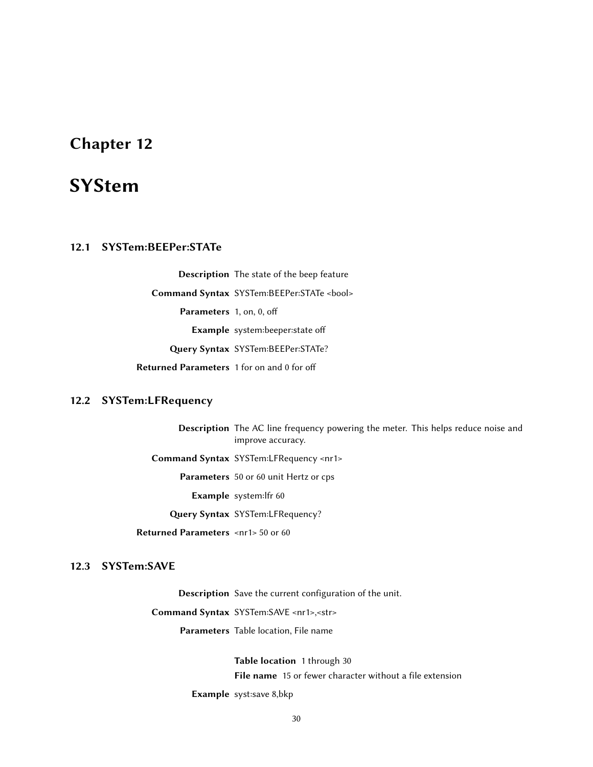# Chapter 12

# SYStem

## 12.1 SYStem:BEEPer:STATe

**Description** The state of the beep feature

**Command Syntax** SYSTem:BEEPer:STATe <bool>

**Parameters** 1, on, 0, off

**Example** system:beeper:state off

**Query Syntax** SYSTem:BEEPer:STATe?

**Returned Parameters** 1 for on and 0 for off

## 12.2 SYSTem:LFRequency

**Description** The AC line frequency powering the meter. This helps reduce noise and improve accuracy.

**Command Syntax** SYSTem:LFRequency <nr1>

**Parameters** 50 or 60 unit Hertz or cps

**Example** system:lfr 60

**Query Syntax** SYSTem:LFRequency?

**Returned Parameters** <nr1> 50 or 60

## 12.3 SYSTem:SAVE

**Description** Save the current configuration of the unit.

**Command Syntax** SYSTem:SAVE <nr1>,<str>

**Parameters** Table location, File name

**Table location** 1 through 30

**File name** 15 or fewer character without a file extension

**Example** syst:save 8,bkp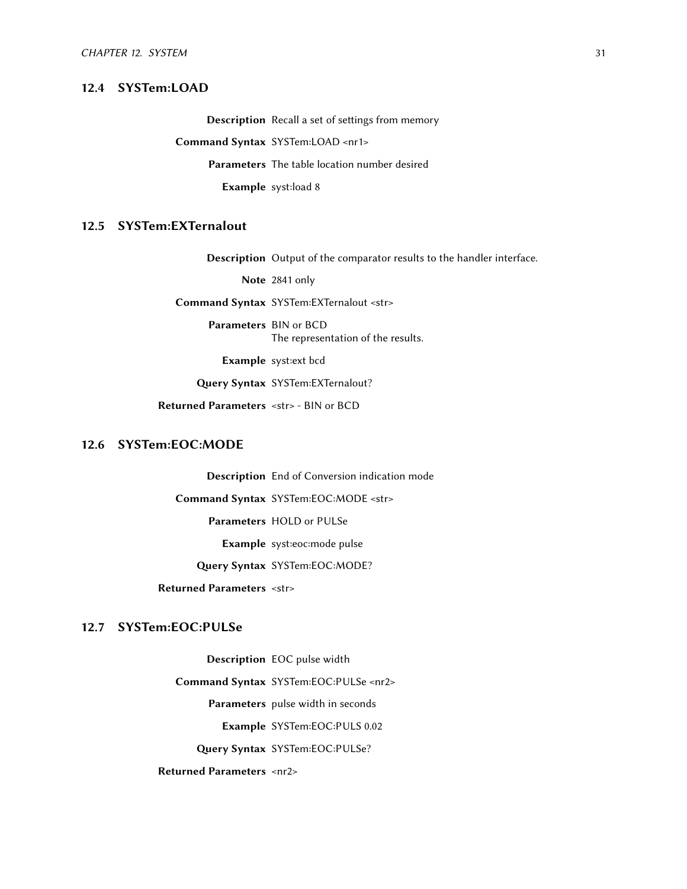## 12.4 SYSTem:LOAD

**Description** Recall a set of settings from memory

**Command Syntax** SYSTem:LOAD <nr1>

**Parameters** The table location number desired

**Example** syst:load 8

## 12.5 SYSTem:EXTernalout

**Description** Output of the comparator results to the handler interface.

**Note** 2841 only

**Command Syntax** SYSTem:EXTernalout <str>

**Parameters** BIN or BCD
The representation of the results.

**Example** syst:ext bcd

**Query Syntax** SYSTem:EXTernalout?

**Returned Parameters** <str> - BIN or BCD

## 12.6 SYSTem:EOC:MODE

**Description** End of Conversion indication mode

**Command Syntax** SYSTem:EOC:MODE <str>

**Parameters** HOLD or PULSe

**Example** syst:eoc:mode pulse

**Query Syntax** SYSTem:EOC:MODE?

**Returned Parameters** <str>

## 12.7 SYSTem:EOC:PULSe

**Description** EOC pulse width

**Command Syntax** SYSTem:EOC:PULSe <nr2>

**Parameters** pulse width in seconds

**Example** SYSTem:EOC:PULS 0.02

**Query Syntax** SYSTem:EOC:PULSe?

**Returned Parameters** <nr2>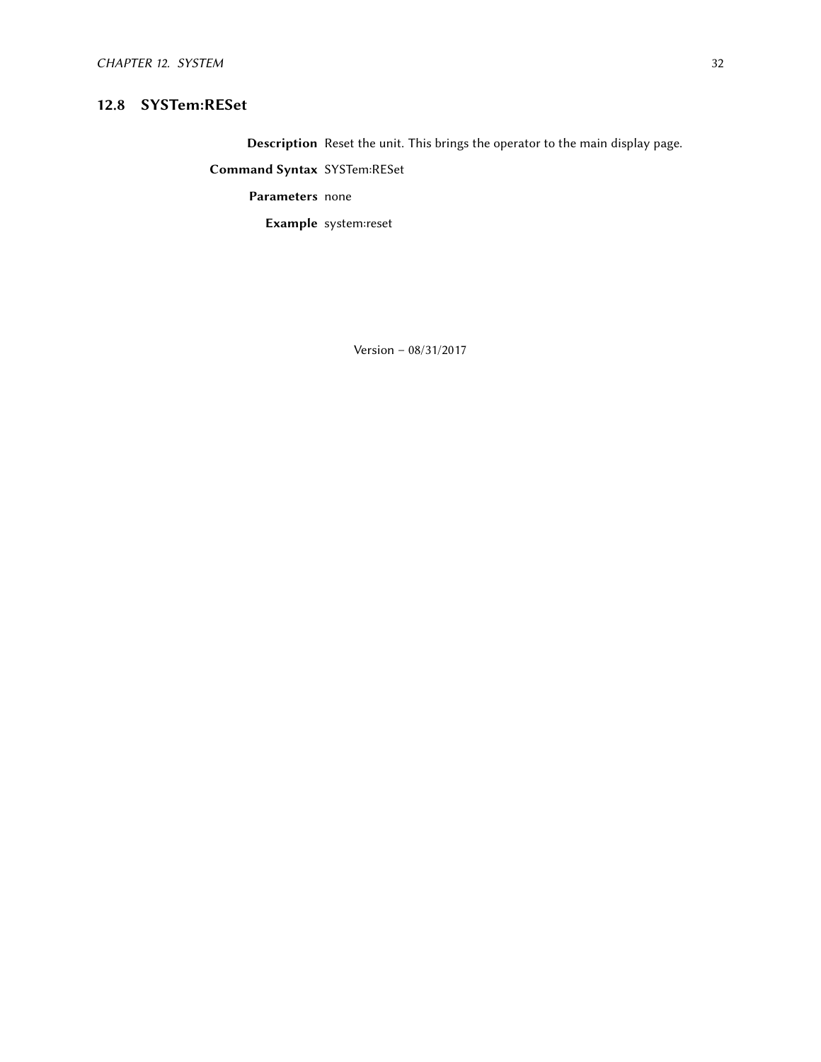## 12.8 SYSTem:RESet

**Description** Reset the unit. This brings the operator to the main display page.

**Command Syntax** SYSTem:RESet

**Parameters** none

**Example** system:reset

Version – 08/31/2017